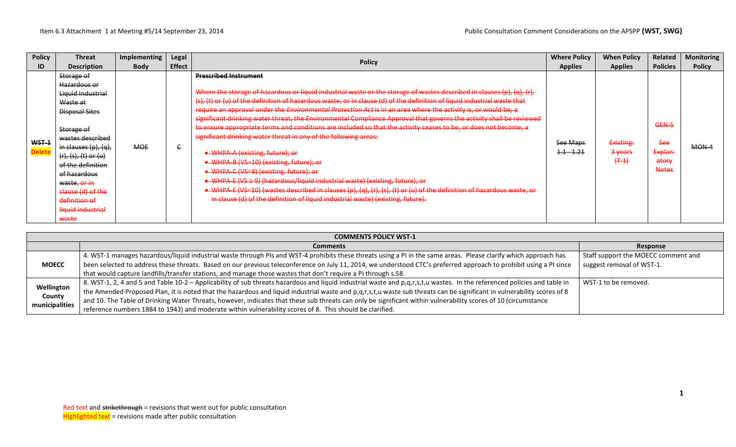Item 6.3 Attachment 1 at Meeting #5/14 September 23, 2014 — Public Consultation Comment Considerations on the APSPP **(WST, SWG)**

| Policy ID | Threat Description | Implementing Body | Legal Effect | Policy | Where Policy Applies | When Policy Applies | Related Policies | Monitoring Policy |
|---|---|---|---|---|---|---|---|---|
| ~~WST-1~~ Delete | ~~Storage of Hazardous or Liquid Industrial Waste at Disposal Sites~~ ~~Storage of wastes described in clauses (p), (q), (r), (s), (t) or (u) of the definition of hazardous waste, or in clause (d) of the definition of liquid industrial waste~~ | ~~MOE~~ | ~~C~~ | ~~**Prescribed Instrument**~~ ~~Where the storage of hazardous or liquid industrial waste or the storage of wastes described in clauses (p), (q), (r), (s), (t) or (u) of the definition of hazardous waste, or in clause (d) of the definition of liquid industrial waste that require an approval under the *Environmental Protection Act* is in an area where the activity is, or would be, a significant drinking water threat, the Environmental Compliance Approval that governs the activity shall be reviewed to ensure appropriate terms and conditions are included so that the activity ceases to be, or does not become, a significant drinking water threat in any of the following areas:~~ ~~• WHPA-A (existing, future); or~~ ~~• WHPA-B (VS=10) (existing, future); or~~ ~~• WHPA-C (VS=8) (existing, future); or~~ ~~• WHPA-E (VS ≥ 9) (hazardous/liquid industrial waste) (existing, future); or~~ ~~• WHPA-E (VS=10) (wastes described in clauses (p), (q), (r), (s), (t) or (u) of the definition of hazardous waste, or in clause (d) of the definition of liquid industrial waste) (existing, future).~~ | ~~See Maps 1.1 - 1.21~~ | ~~Existing: 3 years (T-1)~~ | ~~GEN-5~~ ~~See Explanatory Notes~~ | ~~MON-4~~ |

| COMMENTS POLICY WST-1 | | |
|---|---|---|
| | **Comments** | **Response** |
| **MOECC** | 4. WST-1 manages hazardous/liquid industrial waste through PIs and WST-4 prohibits these threats using a PI in the same areas. Please clarify which approach has been selected to address these threats. Based on our previous teleconference on July 11, 2014, we understood CTC's preferred approach to prohibit using a PI since that would capture landfills/transfer stations, and manage those wastes that don't require a PI through s.58. | Staff support the MOECC comment and suggest removal of WST-1. |
| **Wellington County municipalities** | 8. WST-1, 2, 4 and 5 and Table 10-2 – Applicability of sub threats hazardous and liquid industrial waste and p,q,r,s,t,u wastes. In the referenced policies and table in the Amended Proposed Plan, it is noted that the hazardous and liquid industrial waste and p,q,r,s,t,u waste sub threats can be significant in vulnerability scores of 8 and 10. The Table of Drinking Water Threats, however, indicates that these sub threats can only be significant within vulnerability scores of 10 (circumstance reference numbers 1884 to 1943) and moderate within vulnerability scores of 8. This should be clarified. | WST-1 to be removed. |

Red text and ~~strikethrough~~ = revisions that went out for public consultation
Highlighted text = revisions made after public consultation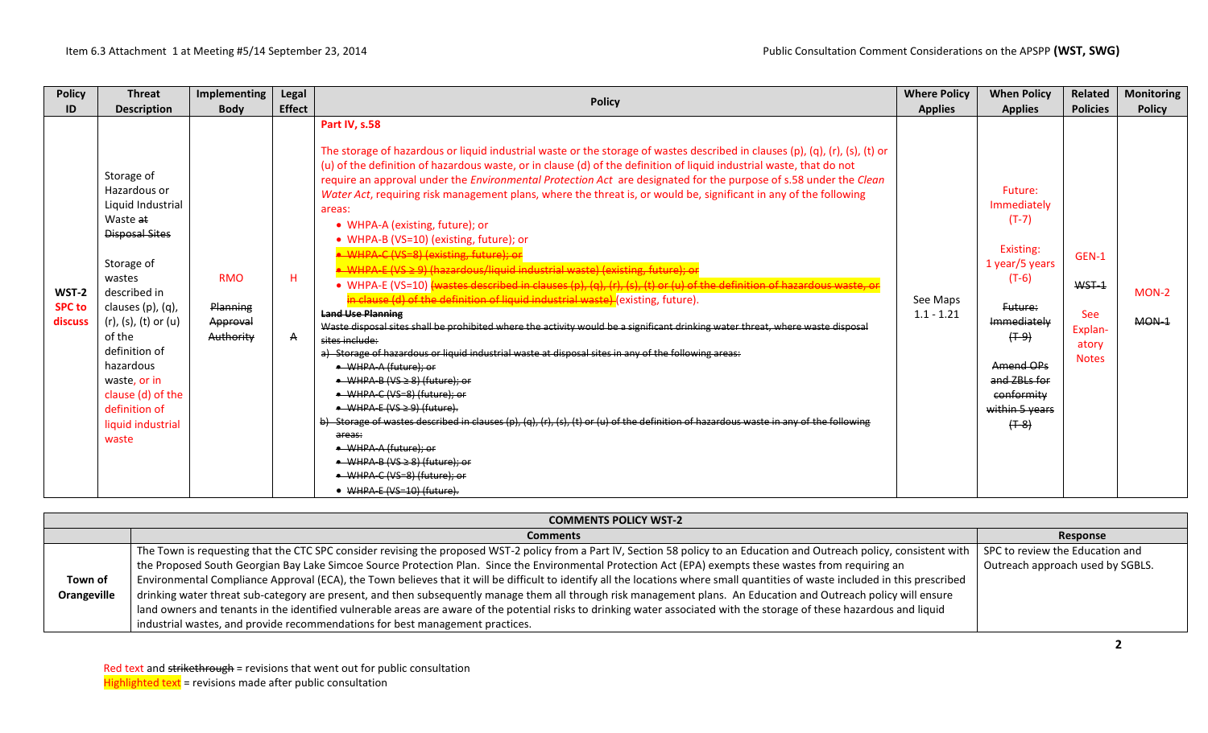| Policy ID | Threat Description | Implementing Body | Legal Effect | Policy | Where Policy Applies | When Policy Applies | Related Policies | Monitoring Policy |
|---|---|---|---|---|---|---|---|---|
| WST-2 SPC to discuss | Storage of Hazardous or Liquid Industrial Waste ~~at Disposal Sites~~<br><br>Storage of wastes described in clauses (p), (q), (r), (s), (t) or (u) of the definition of hazardous waste, or in clause (d) of the definition of liquid industrial waste | RMO<br><br>~~Planning Approval Authority~~ | H<br><br>~~A~~ | **Part IV, s.58**<br><br>The storage of hazardous or liquid industrial waste or the storage of wastes described in clauses (p), (q), (r), (s), (t) or (u) of the definition of hazardous waste, or in clause (d) of the definition of liquid industrial waste, that do not require an approval under the *Environmental Protection Act* are designated for the purpose of s.58 under the *Clean Water Act*, requiring risk management plans, where the threat is, or would be, significant in any of the following areas:<br>• WHPA-A (existing, future); or<br>• WHPA-B (VS=10) (existing, future); or<br>• ~~WHPA-C (VS=8) (existing, future); or~~<br>• ~~WHPA-E (VS ≥ 9) (hazardous/liquid industrial waste) (existing, future); or~~<br>• WHPA-E (VS=10) ~~(wastes described in clauses (p), (q), (r), (s), (t) or (u) of the definition of hazardous waste, or in clause (d) of the definition of liquid industrial waste)~~ (existing, future).<br>~~**Land Use Planning**~~<br>~~Waste disposal sites shall be prohibited where the activity would be a significant drinking water threat, where waste disposal sites include:~~<br>~~a) Storage of hazardous or liquid industrial waste at disposal sites in any of the following areas:~~<br>~~• WHPA-A (future); or~~<br>~~• WHPA-B (VS ≥ 8) (future); or~~<br>~~• WHPA-C (VS=8) (future); or~~<br>~~• WHPA-E (VS ≥ 9) (future).~~<br>~~b) Storage of wastes described in clauses (p), (q), (r), (s), (t) or (u) of the definition of hazardous waste in any of the following areas:~~<br>~~• WHPA-A (future); or~~<br>~~• WHPA-B (VS ≥ 8) (future); or~~<br>~~• WHPA-C (VS=8) (future); or~~<br>~~• WHPA-E (VS=10) (future).~~ | See Maps 1.1 - 1.21 | Future: Immediately (T-7)<br><br>Existing: 1 year/5 years (T-6)<br><br>~~Future: Immediately (T-9)~~<br><br>~~Amend OPs and ZBLs for conformity within 5 years (T-8)~~ | GEN-1<br><br>~~WST-1~~<br><br>See Explanatory Notes | MON-2<br><br>~~MON-1~~ |

| COMMENTS POLICY WST-2 | | |
|---|---|---|
| | **Comments** | **Response** |
| **Town of Orangeville** | The Town is requesting that the CTC SPC consider revising the proposed WST-2 policy from a Part IV, Section 58 policy to an Education and Outreach policy, consistent with the Proposed South Georgian Bay Lake Simcoe Source Protection Plan. Since the Environmental Protection Act (EPA) exempts these wastes from requiring an Environmental Compliance Approval (ECA), the Town believes that it will be difficult to identify all the locations where small quantities of waste included in this prescribed drinking water threat sub-category are present, and then subsequently manage them all through risk management plans. An Education and Outreach policy will ensure land owners and tenants in the identified vulnerable areas are aware of the potential risks to drinking water associated with the storage of these hazardous and liquid industrial wastes, and provide recommendations for best management practices. | SPC to review the Education and Outreach approach used by SGBLS. |

Red text and ~~strikethrough~~ = revisions that went out for public consultation
Highlighted text = revisions made after public consultation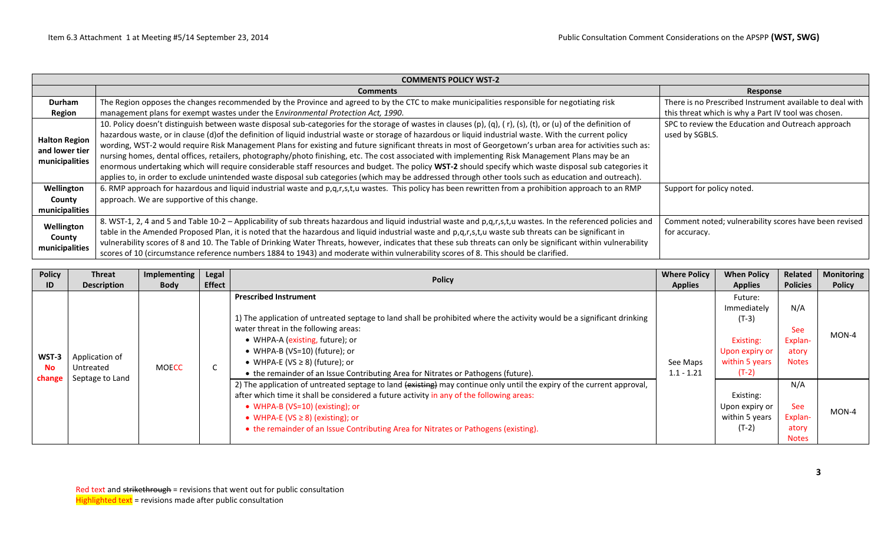| COMMENTS POLICY WST-2 | | |
|---|---|---|
| | **Comments** | **Response** |
| **Durham Region** | The Region opposes the changes recommended by the Province and agreed to by the CTC to make municipalities responsible for negotiating risk management plans for exempt wastes under the *Environmental Protection Act, 1990*. | There is no Prescribed Instrument available to deal with this threat which is why a Part IV tool was chosen. |
| **Halton Region and lower tier municipalities** | 10. Policy doesn't distinguish between waste disposal sub-categories for the storage of wastes in clauses (p), (q), ( r), (s), (t), or (u) of the definition of hazardous waste, or in clause (d)of the definition of liquid industrial waste or storage of hazardous or liquid industrial waste. With the current policy wording, WST-2 would require Risk Management Plans for existing and future significant threats in most of Georgetown's urban area for activities such as: nursing homes, dental offices, retailers, photography/photo finishing, etc. The cost associated with implementing Risk Management Plans may be an enormous undertaking which will require considerable staff resources and budget. The policy **WST-2** should specify which waste disposal sub categories it applies to, in order to exclude unintended waste disposal sub categories (which may be addressed through other tools such as education and outreach). | SPC to review the Education and Outreach approach used by SGBLS. |
| **Wellington County municipalities** | 6. RMP approach for hazardous and liquid industrial waste and p,q,r,s,t,u wastes. This policy has been rewritten from a prohibition approach to an RMP approach. We are supportive of this change. | Support for policy noted. |
| **Wellington County municipalities** | 8. WST-1, 2, 4 and 5 and Table 10-2 – Applicability of sub threats hazardous and liquid industrial waste and p,q,r,s,t,u wastes. In the referenced policies and table in the Amended Proposed Plan, it is noted that the hazardous and liquid industrial waste and p,q,r,s,t,u waste sub threats can be significant in vulnerability scores of 8 and 10. The Table of Drinking Water Threats, however, indicates that these sub threats can only be significant within vulnerability scores of 10 (circumstance reference numbers 1884 to 1943) and moderate within vulnerability scores of 8. This should be clarified. | Comment noted; vulnerability scores have been revised for accuracy. |

| Policy ID | Threat Description | Implementing Body | Legal Effect | Policy | Where Policy Applies | When Policy Applies | Related Policies | Monitoring Policy |
|---|---|---|---|---|---|---|---|---|
| **WST-3 No change** | Application of Untreated Septage to Land | MOECC | C | **Prescribed Instrument**<br><br>1) The application of untreated septage to land shall be prohibited where the activity would be a significant drinking water threat in the following areas:<br>• WHPA-A (existing, future); or<br>• WHPA-B (VS=10) (future); or<br>• WHPA-E (VS ≥ 8) (future); or<br>• the remainder of an Issue Contributing Area for Nitrates or Pathogens (future). | See Maps 1.1 - 1.21 | Future: Immediately (T-3)<br><br>Existing: Upon expiry or within 5 years (T-2) | N/A<br><br>See Explanatory Notes | MON-4 |
| | | | | 2) The application of untreated septage to land ~~(existing)~~ may continue only until the expiry of the current approval, after which time it shall be considered a future activity in any of the following areas:<br>• WHPA-B (VS=10) (existing); or<br>• WHPA-E (VS ≥ 8) (existing); or<br>• the remainder of an Issue Contributing Area for Nitrates or Pathogens (existing). | | Existing: Upon expiry or within 5 years (T-2) | N/A<br><br>See Explanatory Notes | MON-4 |

Red text and ~~strikethrough~~ = revisions that went out for public consultation
Highlighted text = revisions made after public consultation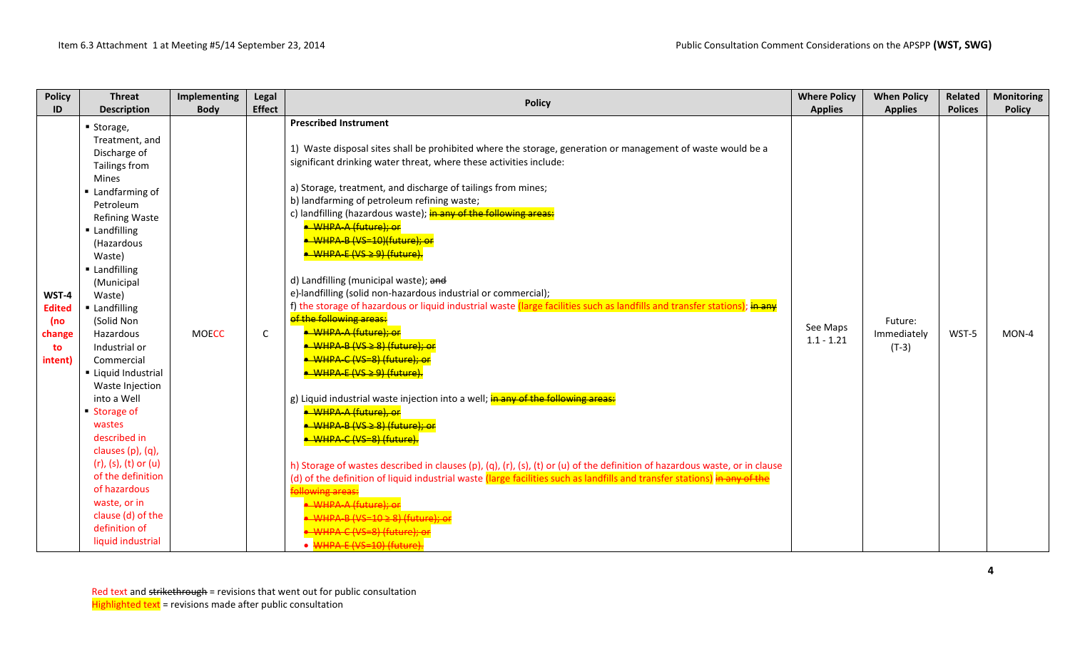| Policy ID | Threat Description | Implementing Body | Legal Effect | Policy | Where Policy Applies | When Policy Applies | Related Polices | Monitoring Policy |
|---|---|---|---|---|---|---|---|---|
| WST-4 Edited (no change to intent) | ▪ Storage, Treatment, and Discharge of Tailings from Mines<br>▪ Landfarming of Petroleum Refining Waste<br>▪ Landfilling (Hazardous Waste)<br>▪ Landfilling (Municipal Waste)<br>▪ Landfilling (Solid Non Hazardous Industrial or Commercial<br>▪ Liquid Industrial Waste Injection into a Well<br>▪ Storage of wastes described in clauses (p), (q), (r), (s), (t) or (u) of the definition of hazardous waste, or in clause (d) of the definition of liquid industrial | MOECC | C | **Prescribed Instrument**<br><br>1) Waste disposal sites shall be prohibited where the storage, generation or management of waste would be a significant drinking water threat, where these activities include:<br><br>a) Storage, treatment, and discharge of tailings from mines;<br>b) landfarming of petroleum refining waste;<br>c) landfilling (hazardous waste); ~~in any of the following areas:~~<br>~~• WHPA-A (future); or~~<br>~~• WHPA-B (VS=10)(future); or~~<br>~~• WHPA-E (VS ≥ 9) (future).~~<br><br>d) Landfilling (municipal waste); ~~and~~<br>e)-landfilling (solid non-hazardous industrial or commercial);<br>f) the storage of hazardous or liquid industrial waste (large facilities such as landfills and transfer stations); ~~in any of the following areas:~~<br>~~• WHPA-A (future); or~~<br>~~• WHPA-B (VS ≥ 8) (future); or~~<br>~~• WHPA-C (VS=8) (future); or~~<br>~~• WHPA-E (VS ≥ 9) (future).~~<br><br>g) Liquid industrial waste injection into a well; ~~in any of the following areas:~~<br>~~• WHPA-A (future), or~~<br>~~• WHPA-B (VS ≥ 8) (future); or~~<br>~~• WHPA-C (VS=8) (future).~~<br><br>h) Storage of wastes described in clauses (p), (q), (r), (s), (t) or (u) of the definition of hazardous waste, or in clause (d) of the definition of liquid industrial waste (large facilities such as landfills and transfer stations) ~~in any of the following areas:~~<br>~~• WHPA-A (future); or~~<br>~~• WHPA-B (VS=10 ≥ 8) (future); or~~<br>~~• WHPA-C (VS=8) (future); or~~<br>~~• WHPA-E (VS=10) (future).~~ | See Maps 1.1 - 1.21 | Future: Immediately (T-3) | WST-5 | MON-4 |

Red text and ~~strikethrough~~ = revisions that went out for public consultation
Highlighted text = revisions made after public consultation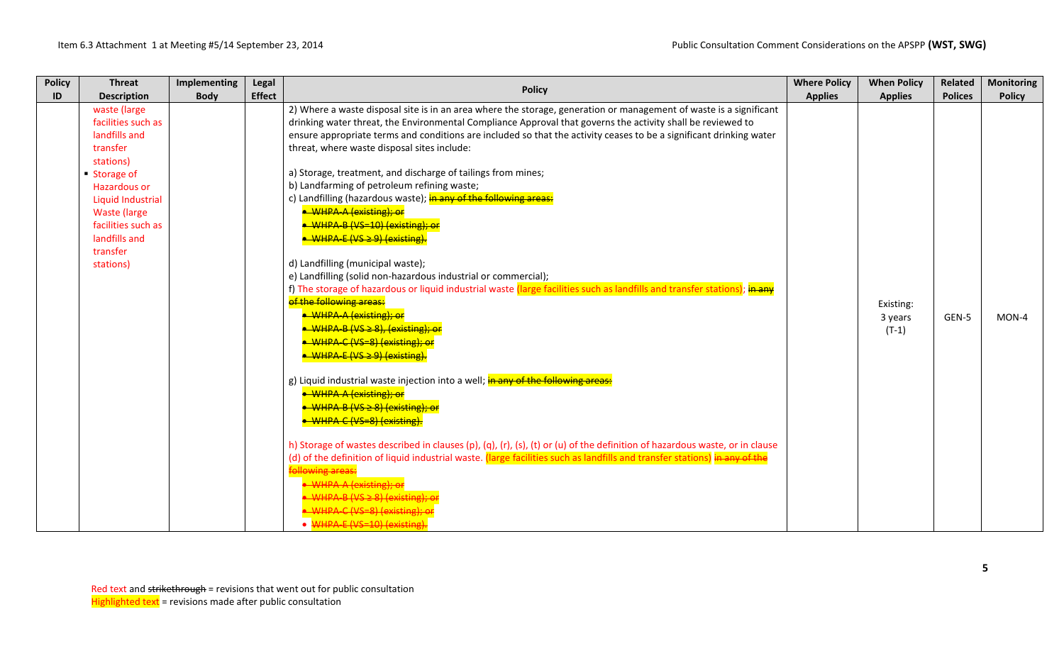| Policy ID | Threat Description | Implementing Body | Legal Effect | Policy | Where Policy Applies | When Policy Applies | Related Polices | Monitoring Policy |
|---|---|---|---|---|---|---|---|---|
| | waste (large facilities such as landfills and transfer stations)<br>▪ Storage of Hazardous or Liquid Industrial Waste (large facilities such as landfills and transfer stations) | | | 2) Where a waste disposal site is in an area where the storage, generation or management of waste is a significant drinking water threat, the Environmental Compliance Approval that governs the activity shall be reviewed to ensure appropriate terms and conditions are included so that the activity ceases to be a significant drinking water threat, where waste disposal sites include:<br><br>a) Storage, treatment, and discharge of tailings from mines;<br>b) Landfarming of petroleum refining waste;<br>c) Landfilling (hazardous waste); ~~in any of the following areas:~~<br>• ~~WHPA-A (existing); or~~<br>• ~~WHPA-B (VS=10) (existing); or~~<br>• ~~WHPA-E (VS ≥ 9) (existing).~~<br><br>d) Landfilling (municipal waste);<br>e) Landfilling (solid non-hazardous industrial or commercial);<br>f) The storage of hazardous or liquid industrial waste (large facilities such as landfills and transfer stations); ~~in any of the following areas:~~<br>• ~~WHPA-A (existing); or~~<br>• ~~WHPA-B (VS ≥ 8), (existing); or~~<br>• ~~WHPA-C (VS=8) (existing); or~~<br>• ~~WHPA-E (VS ≥ 9) (existing).~~<br><br>g) Liquid industrial waste injection into a well; ~~in any of the following areas:~~<br>• ~~WHPA-A (existing); or~~<br>• ~~WHPA-B (VS ≥ 8) (existing); or~~<br>• ~~WHPA-C (VS=8) (existing).~~<br><br>h) Storage of wastes described in clauses (p), (q), (r), (s), (t) or (u) of the definition of hazardous waste, or in clause (d) of the definition of liquid industrial waste. (large facilities such as landfills and transfer stations) ~~in any of the following areas:~~<br>• ~~WHPA-A (existing); or~~<br>• ~~WHPA-B (VS ≥ 8) (existing); or~~<br>• ~~WHPA-C (VS=8) (existing); or~~<br>• ~~WHPA-E (VS=10) (existing).~~ | | Existing: 3 years (T-1) | GEN-5 | MON-4 |

Red text and ~~strikethrough~~ = revisions that went out for public consultation
Highlighted text = revisions made after public consultation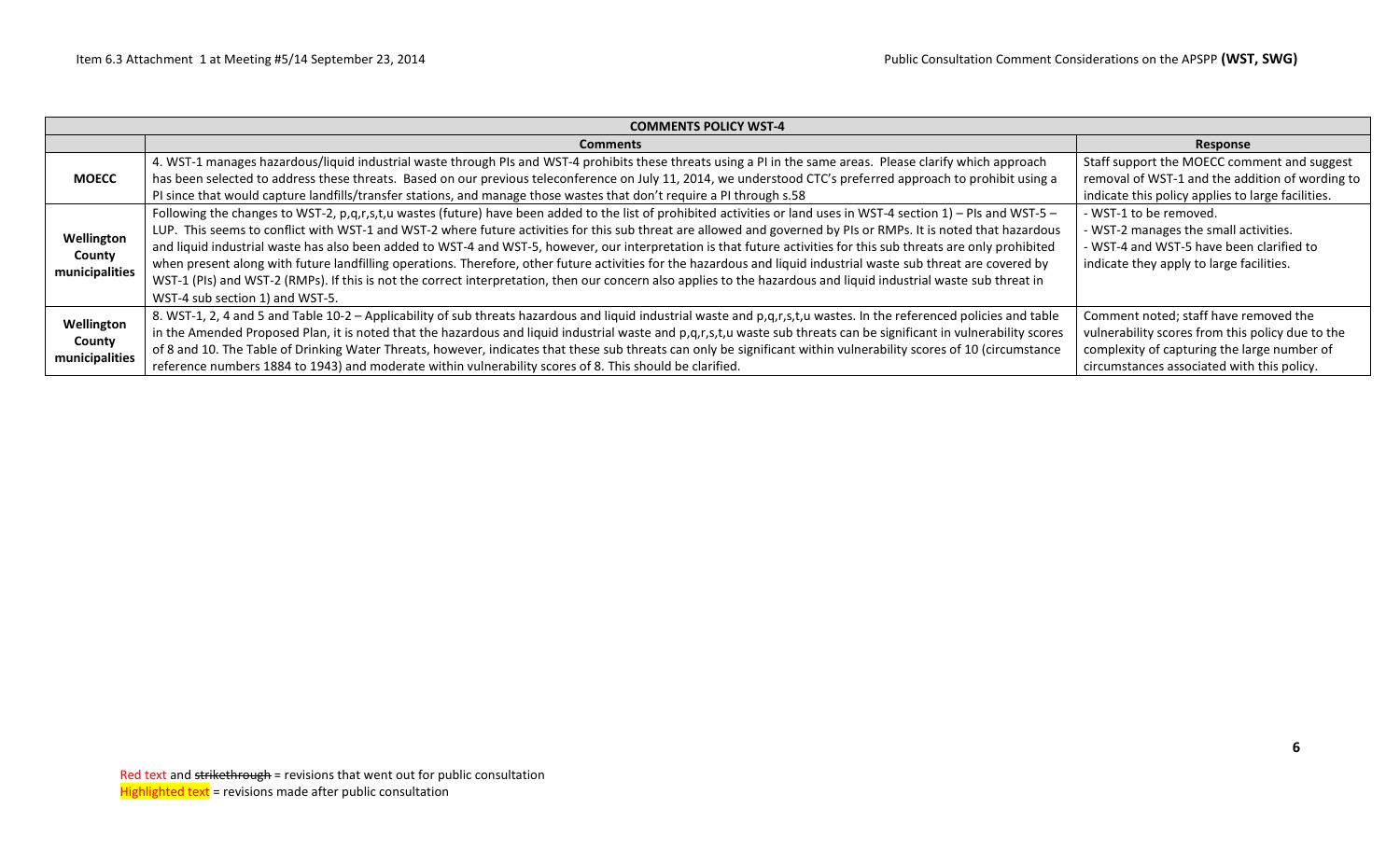| COMMENTS POLICY WST-4 | | |
|---|---|---|
| | **Comments** | **Response** |
| **MOECC** | 4. WST-1 manages hazardous/liquid industrial waste through PIs and WST-4 prohibits these threats using a PI in the same areas. Please clarify which approach has been selected to address these threats. Based on our previous teleconference on July 11, 2014, we understood CTC's preferred approach to prohibit using a PI since that would capture landfills/transfer stations, and manage those wastes that don't require a PI through s.58 | Staff support the MOECC comment and suggest removal of WST-1 and the addition of wording to indicate this policy applies to large facilities. |
| **Wellington County municipalities** | Following the changes to WST-2, p,q,r,s,t,u wastes (future) have been added to the list of prohibited activities or land uses in WST-4 section 1) – PIs and WST-5 – LUP. This seems to conflict with WST-1 and WST-2 where future activities for this sub threat are allowed and governed by PIs or RMPs. It is noted that hazardous and liquid industrial waste has also been added to WST-4 and WST-5, however, our interpretation is that future activities for this sub threats are only prohibited when present along with future landfilling operations. Therefore, other future activities for the hazardous and liquid industrial waste sub threat are covered by WST-1 (PIs) and WST-2 (RMPs). If this is not the correct interpretation, then our concern also applies to the hazardous and liquid industrial waste sub threat in WST-4 sub section 1) and WST-5. | - WST-1 to be removed.<br>- WST-2 manages the small activities.<br>- WST-4 and WST-5 have been clarified to indicate they apply to large facilities. |
| **Wellington County municipalities** | 8. WST-1, 2, 4 and 5 and Table 10-2 – Applicability of sub threats hazardous and liquid industrial waste and p,q,r,s,t,u wastes. In the referenced policies and table in the Amended Proposed Plan, it is noted that the hazardous and liquid industrial waste and p,q,r,s,t,u waste sub threats can be significant in vulnerability scores of 8 and 10. The Table of Drinking Water Threats, however, indicates that these sub threats can only be significant within vulnerability scores of 10 (circumstance reference numbers 1884 to 1943) and moderate within vulnerability scores of 8. This should be clarified. | Comment noted; staff have removed the vulnerability scores from this policy due to the complexity of capturing the large number of circumstances associated with this policy. |

Red text and ~~strikethrough~~ = revisions that went out for public consultation
Highlighted text = revisions made after public consultation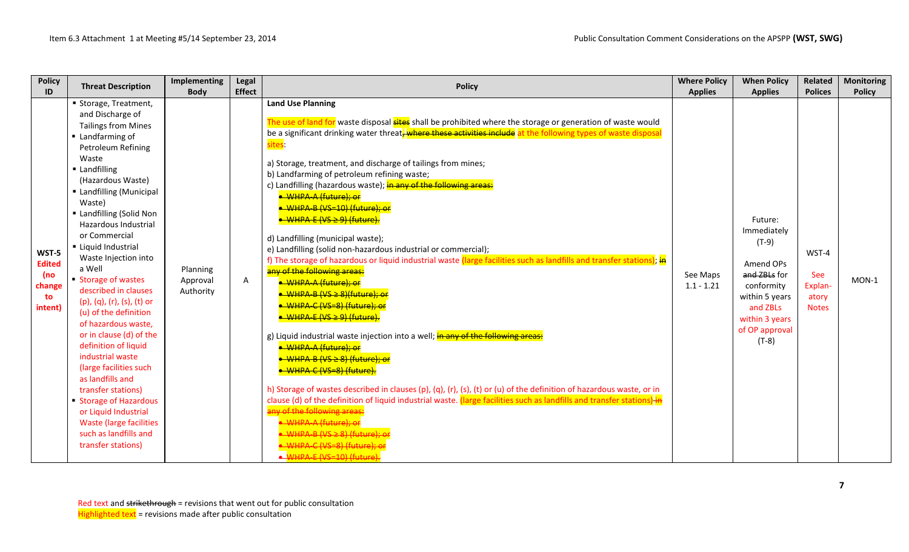| Policy ID | Threat Description | Implementing Body | Legal Effect | Policy | Where Policy Applies | When Policy Applies | Related Polices | Monitoring Policy |
|---|---|---|---|---|---|---|---|---|
| WST-5 Edited (no change to intent) | ▪ Storage, Treatment, and Discharge of Tailings from Mines<br>▪ Landfarming of Petroleum Refining Waste<br>▪ Landfilling (Hazardous Waste)<br>▪ Landfilling (Municipal Waste)<br>▪ Landfilling (Solid Non Hazardous Industrial or Commercial<br>▪ Liquid Industrial Waste Injection into a Well<br>▪ Storage of wastes described in clauses (p), (q), (r), (s), (t) or (u) of the definition of hazardous waste, or in clause (d) of the definition of liquid industrial waste (large facilities such as landfills and transfer stations)<br>▪ Storage of Hazardous or Liquid Industrial Waste (large facilities such as landfills and transfer stations) | Planning Approval Authority | A | **Land Use Planning**<br><br>The use of land for waste disposal ~~sites~~ shall be prohibited where the storage or generation of waste would be a significant drinking water threat~~, where these activities include~~ at the following types of waste disposal sites:<br><br>a) Storage, treatment, and discharge of tailings from mines;<br>b) Landfarming of petroleum refining waste;<br>c) Landfilling (hazardous waste); ~~in any of the following areas:~~<br>~~• WHPA-A (future); or~~<br>~~• WHPA-B (VS=10) (future); or~~<br>~~• WHPA-E (VS ≥ 9) (future).~~<br><br>d) Landfilling (municipal waste);<br>e) Landfilling (solid non-hazardous industrial or commercial);<br>f) The storage of hazardous or liquid industrial waste (large facilities such as landfills and transfer stations); ~~in any of the following areas:~~<br>~~• WHPA-A (future); or~~<br>~~• WHPA-B (VS ≥ 8)(future); or~~<br>~~• WHPA-C (VS=8) (future); or~~<br>~~• WHPA-E (VS ≥ 9) (future).~~<br><br>g) Liquid industrial waste injection into a well; ~~in any of the following areas:~~<br>~~• WHPA-A (future); or~~<br>~~• WHPA-B (VS ≥ 8) (future); or~~<br>~~• WHPA-C (VS=8) (future).~~<br><br>h) Storage of wastes described in clauses (p), (q), (r), (s), (t) or (u) of the definition of hazardous waste, or in clause (d) of the definition of liquid industrial waste. (large facilities such as landfills and transfer stations) ~~in any of the following areas:~~<br>~~• WHPA-A (future); or~~<br>~~• WHPA-B (VS ≥ 8) (future); or~~<br>~~• WHPA-C (VS=8) (future); or~~<br>~~• WHPA-E (VS=10) (future).~~ | See Maps 1.1 - 1.21 | Future: Immediately (T-9)<br><br>Amend OPs ~~and ZBLs~~ for conformity within 5 years and ZBLs within 3 years of OP approval (T-8) | WST-4<br><br>See Explan-atory Notes | MON-1 |

Red text and ~~strikethrough~~ = revisions that went out for public consultation
Highlighted text = revisions made after public consultation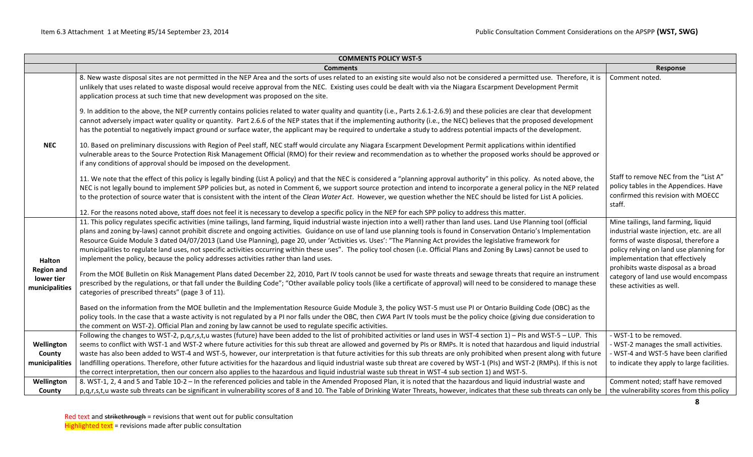| COMMENTS POLICY WST-5 | | |
|---|---|---|
| | **Comments** | **Response** |
| **NEC** | 8. New waste disposal sites are not permitted in the NEP Area and the sorts of uses related to an existing site would also not be considered a permitted use. Therefore, it is unlikely that uses related to waste disposal would receive approval from the NEC. Existing uses could be dealt with via the Niagara Escarpment Development Permit application process at such time that new development was proposed on the site.<br><br>9. In addition to the above, the NEP currently contains policies related to water quality and quantity (i.e., Parts 2.6.1-2.6.9) and these policies are clear that development cannot adversely impact water quality or quantity. Part 2.6.6 of the NEP states that if the implementing authority (i.e., the NEC) believes that the proposed development has the potential to negatively impact ground or surface water, the applicant may be required to undertake a study to address potential impacts of the development.<br><br>10. Based on preliminary discussions with Region of Peel staff, NEC staff would circulate any Niagara Escarpment Development Permit applications within identified vulnerable areas to the Source Protection Risk Management Official (RMO) for their review and recommendation as to whether the proposed works should be approved or if any conditions of approval should be imposed on the development.<br><br>11. We note that the effect of this policy is legally binding (List A policy) and that the NEC is considered a "planning approval authority" in this policy. As noted above, the NEC is not legally bound to implement SPP policies but, as noted in Comment 6, we support source protection and intend to incorporate a general policy in the NEP related to the protection of source water that is consistent with the intent of the *Clean Water Act*. However, we question whether the NEC should be listed for List A policies.<br><br>12. For the reasons noted above, staff does not feel it is necessary to develop a specific policy in the NEP for each SPP policy to address this matter. | Comment noted.<br><br>Staff to remove NEC from the "List A" policy tables in the Appendices. Have confirmed this revision with MOECC staff. |
| **Halton Region and lower tier municipalities** | 11. This policy regulates specific activities (mine tailings, land farming, liquid industrial waste injection into a well) rather than land uses. Land Use Planning tool (official plans and zoning by-laws) cannot prohibit discrete and ongoing activities. Guidance on use of land use planning tools is found in Conservation Ontario's Implementation Resource Guide Module 3 dated 04/07/2013 (Land Use Planning), page 20, under 'Activities vs. Uses': "The Planning Act provides the legislative framework for municipalities to regulate land uses, not specific activities occurring within these uses". The policy tool chosen (i.e. Official Plans and Zoning By Laws) cannot be used to implement the policy, because the policy addresses activities rather than land uses.<br><br>From the MOE Bulletin on Risk Management Plans dated December 22, 2010, Part IV tools cannot be used for waste threats and sewage threats that require an instrument prescribed by the regulations, or that fall under the Building Code"; "Other available policy tools (like a certificate of approval) will need to be considered to manage these categories of prescribed threats" (page 3 of 11).<br><br>Based on the information from the MOE bulletin and the Implementation Resource Guide Module 3, the policy WST-5 must use PI or Ontario Building Code (OBC) as the policy tools. In the case that a waste activity is not regulated by a PI nor falls under the OBC, then *CWA* Part IV tools must be the policy choice (giving due consideration to the comment on WST-2). Official Plan and zoning by law cannot be used to regulate specific activities. | Mine tailings, land farming, liquid industrial waste injection, etc. are all forms of waste disposal, therefore a policy relying on land use planning for implementation that effectively prohibits waste disposal as a broad category of land use would encompass these activities as well. |
| **Wellington County municipalities** | Following the changes to WST-2, p,q,r,s,t,u wastes (future) have been added to the list of prohibited activities or land uses in WST-4 section 1) – PIs and WST-5 – LUP. This seems to conflict with WST-1 and WST-2 where future activities for this sub threat are allowed and governed by PIs or RMPs. It is noted that hazardous and liquid industrial waste has also been added to WST-4 and WST-5, however, our interpretation is that future activities for this sub threats are only prohibited when present along with future landfilling operations. Therefore, other future activities for the hazardous and liquid industrial waste sub threat are covered by WST-1 (PIs) and WST-2 (RMPs). If this is not the correct interpretation, then our concern also applies to the hazardous and liquid industrial waste sub threat in WST-4 sub section 1) and WST-5. | - WST-1 to be removed.<br>- WST-2 manages the small activities.<br>- WST-4 and WST-5 have been clarified to indicate they apply to large facilities. |
| **Wellington County** | 8. WST-1, 2, 4 and 5 and Table 10-2 – In the referenced policies and table in the Amended Proposed Plan, it is noted that the hazardous and liquid industrial waste and p,q,r,s,t,u waste sub threats can be significant in vulnerability scores of 8 and 10. The Table of Drinking Water Threats, however, indicates that these sub threats can only be | Comment noted; staff have removed the vulnerability scores from this policy |

Red text and ~~strikethrough~~ = revisions that went out for public consultation
Highlighted text = revisions made after public consultation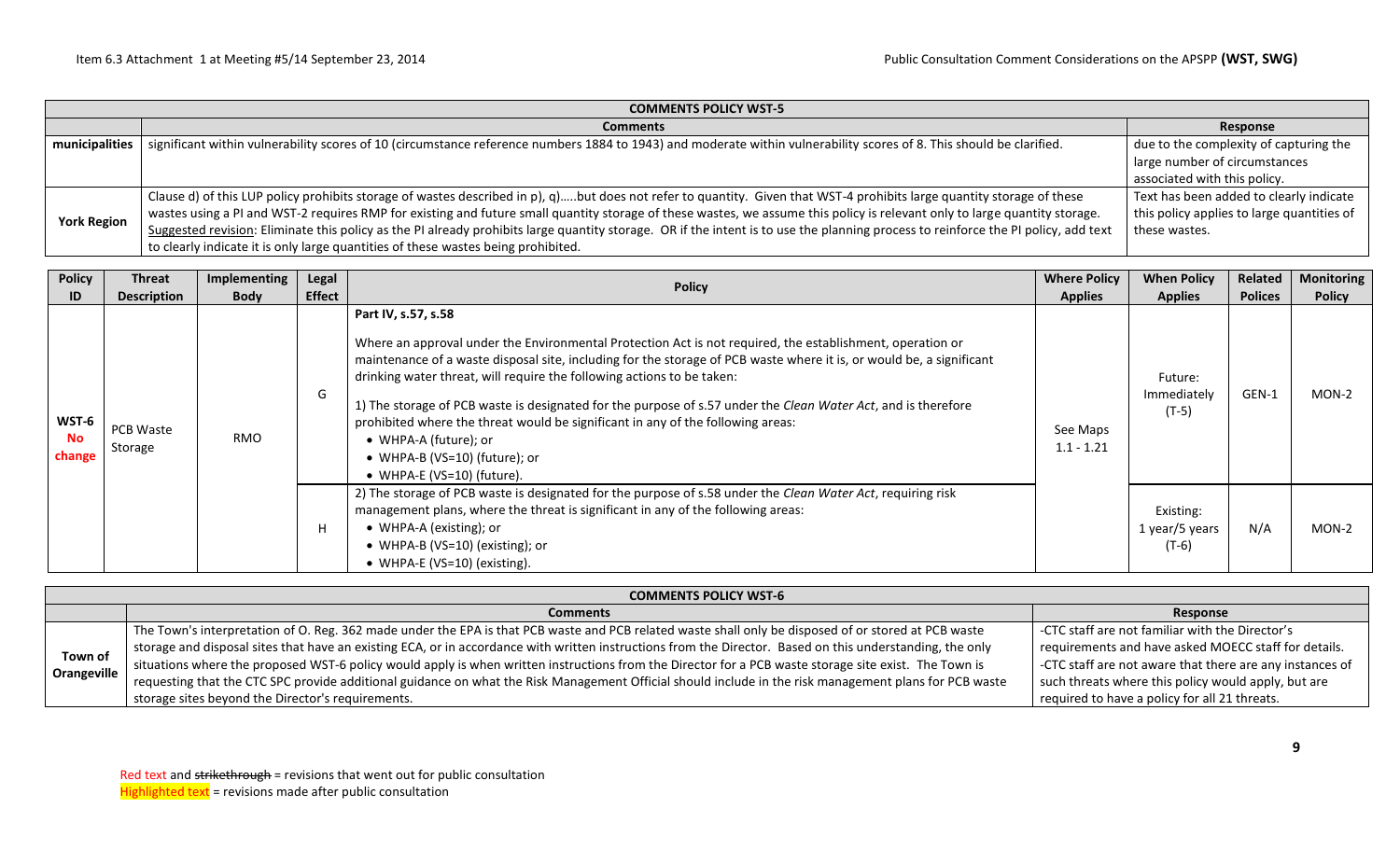| COMMENTS POLICY WST-5 | | |
|---|---|---|
| | **Comments** | **Response** |
| **municipalities** | significant within vulnerability scores of 10 (circumstance reference numbers 1884 to 1943) and moderate within vulnerability scores of 8. This should be clarified. | due to the complexity of capturing the large number of circumstances associated with this policy. |
| **York Region** | Clause d) of this LUP policy prohibits storage of wastes described in p), q)…..but does not refer to quantity. Given that WST-4 prohibits large quantity storage of these wastes using a PI and WST-2 requires RMP for existing and future small quantity storage of these wastes, we assume this policy is relevant only to large quantity storage. Suggested revision: Eliminate this policy as the PI already prohibits large quantity storage. OR if the intent is to use the planning process to reinforce the PI policy, add text to clearly indicate it is only large quantities of these wastes being prohibited. | Text has been added to clearly indicate this policy applies to large quantities of these wastes. |

| Policy ID | Threat Description | Implementing Body | Legal Effect | Policy | Where Policy Applies | When Policy Applies | Related Polices | Monitoring Policy |
|---|---|---|---|---|---|---|---|---|
| **WST-6 No change** | PCB Waste Storage | RMO | G | **Part IV, s.57, s.58**<br><br>Where an approval under the Environmental Protection Act is not required, the establishment, operation or maintenance of a waste disposal site, including for the storage of PCB waste where it is, or would be, a significant drinking water threat, will require the following actions to be taken:<br><br>1) The storage of PCB waste is designated for the purpose of s.57 under the *Clean Water Act*, and is therefore prohibited where the threat would be significant in any of the following areas:<br>• WHPA-A (future); or<br>• WHPA-B (VS=10) (future); or<br>• WHPA-E (VS=10) (future). | See Maps 1.1 - 1.21 | Future: Immediately (T-5) | GEN-1 | MON-2 |
| | | | H | 2) The storage of PCB waste is designated for the purpose of s.58 under the *Clean Water Act*, requiring risk management plans, where the threat is significant in any of the following areas:<br>• WHPA-A (existing); or<br>• WHPA-B (VS=10) (existing); or<br>• WHPA-E (VS=10) (existing). | | Existing: 1 year/5 years (T-6) | N/A | MON-2 |

| COMMENTS POLICY WST-6 | | |
|---|---|---|
| | **Comments** | **Response** |
| **Town of Orangeville** | The Town's interpretation of O. Reg. 362 made under the EPA is that PCB waste and PCB related waste shall only be disposed of or stored at PCB waste storage and disposal sites that have an existing ECA, or in accordance with written instructions from the Director. Based on this understanding, the only situations where the proposed WST-6 policy would apply is when written instructions from the Director for a PCB waste storage site exist. The Town is requesting that the CTC SPC provide additional guidance on what the Risk Management Official should include in the risk management plans for PCB waste storage sites beyond the Director's requirements. | -CTC staff are not familiar with the Director's requirements and have asked MOECC staff for details.<br>-CTC staff are not aware that there are any instances of such threats where this policy would apply, but are required to have a policy for all 21 threats. |

Red text and ~~strikethrough~~ = revisions that went out for public consultation
Highlighted text = revisions made after public consultation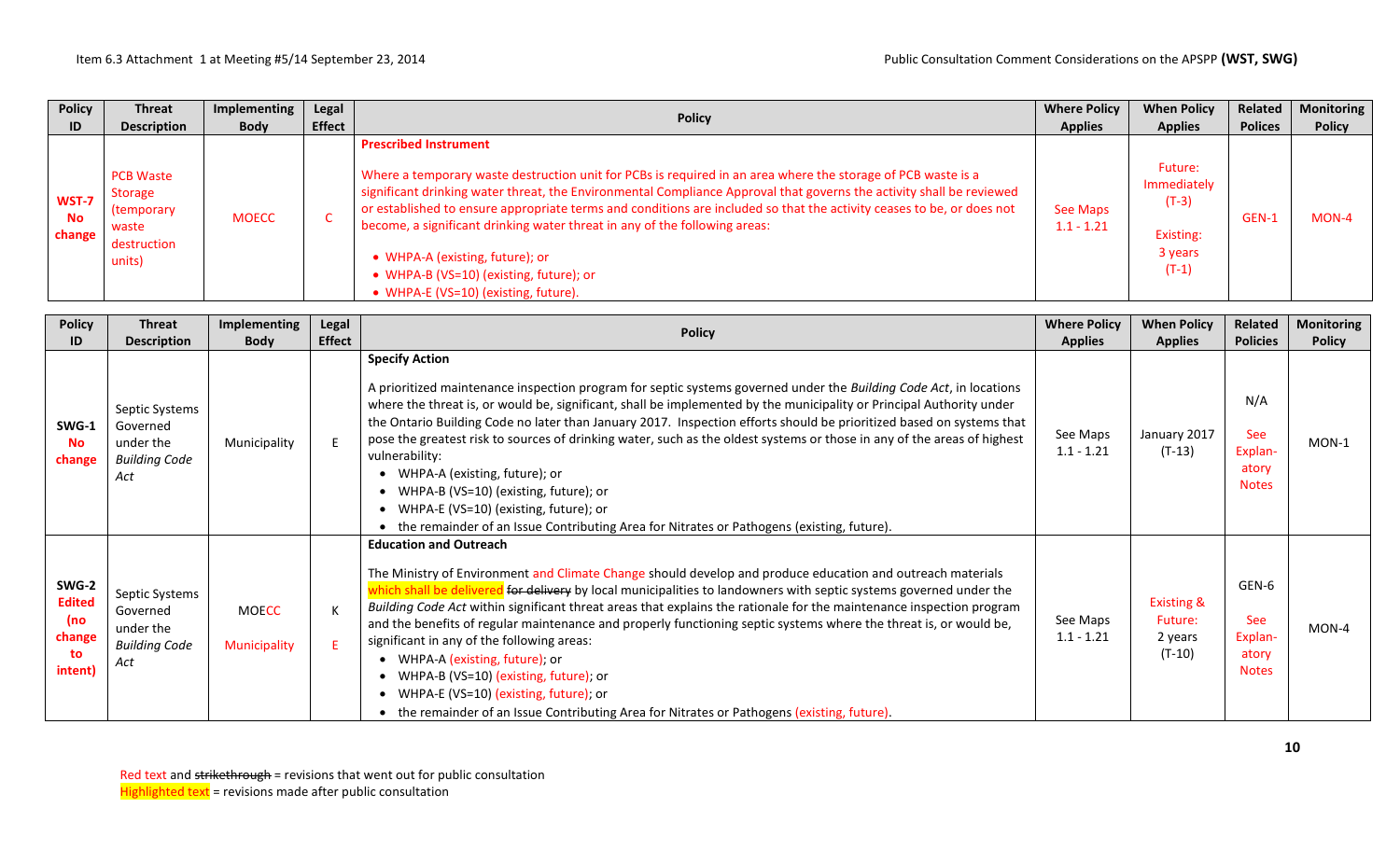| Policy ID | Threat Description | Implementing Body | Legal Effect | Policy | Where Policy Applies | When Policy Applies | Related Polices | Monitoring Policy |
|---|---|---|---|---|---|---|---|---|
| WST-7 No change | PCB Waste Storage (temporary waste destruction units) | MOECC | C | **Prescribed Instrument**<br><br>Where a temporary waste destruction unit for PCBs is required in an area where the storage of PCB waste is a significant drinking water threat, the Environmental Compliance Approval that governs the activity shall be reviewed or established to ensure appropriate terms and conditions are included so that the activity ceases to be, or does not become, a significant drinking water threat in any of the following areas:<br>• WHPA-A (existing, future); or<br>• WHPA-B (VS=10) (existing, future); or<br>• WHPA-E (VS=10) (existing, future). | See Maps 1.1 - 1.21 | Future: Immediately (T-3)<br><br>Existing: 3 years (T-1) | GEN-1 | MON-4 |

| Policy ID | Threat Description | Implementing Body | Legal Effect | Policy | Where Policy Applies | When Policy Applies | Related Policies | Monitoring Policy |
|---|---|---|---|---|---|---|---|---|
| SWG-1 No change | Septic Systems Governed under the *Building Code Act* | Municipality | E | **Specify Action**<br><br>A prioritized maintenance inspection program for septic systems governed under the *Building Code Act*, in locations where the threat is, or would be, significant, shall be implemented by the municipality or Principal Authority under the Ontario Building Code no later than January 2017. Inspection efforts should be prioritized based on systems that pose the greatest risk to sources of drinking water, such as the oldest systems or those in any of the areas of highest vulnerability:<br>• WHPA-A (existing, future); or<br>• WHPA-B (VS=10) (existing, future); or<br>• WHPA-E (VS=10) (existing, future); or<br>• the remainder of an Issue Contributing Area for Nitrates or Pathogens (existing, future). | See Maps 1.1 - 1.21 | January 2017 (T-13) | N/A<br><br>See Explan-atory Notes | MON-1 |
| SWG-2 Edited (no change to intent) | Septic Systems Governed under the *Building Code Act* | MOECC<br><br>Municipality | K<br><br>E | **Education and Outreach**<br><br>The Ministry of Environment and Climate Change should develop and produce education and outreach materials which shall be delivered ~~for delivery~~ by local municipalities to landowners with septic systems governed under the *Building Code Act* within significant threat areas that explains the rationale for the maintenance inspection program and the benefits of regular maintenance and properly functioning septic systems where the threat is, or would be, significant in any of the following areas:<br>• WHPA-A (existing, future); or<br>• WHPA-B (VS=10) (existing, future); or<br>• WHPA-E (VS=10) (existing, future); or<br>• the remainder of an Issue Contributing Area for Nitrates or Pathogens (existing, future). | See Maps 1.1 - 1.21 | Existing & Future: 2 years (T-10) | GEN-6<br><br>See Explan-atory Notes | MON-4 |

Red text and ~~strikethrough~~ = revisions that went out for public consultation
Highlighted text = revisions made after public consultation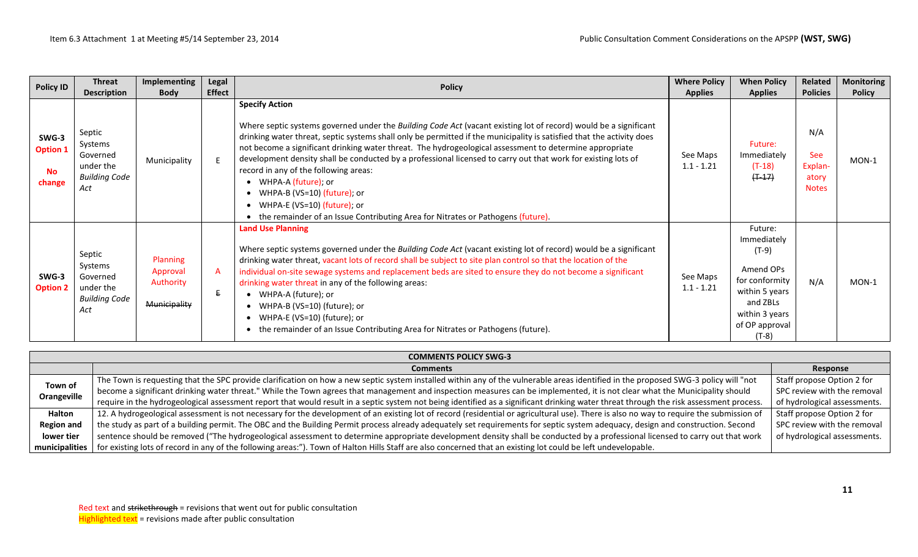| Policy ID | Threat Description | Implementing Body | Legal Effect | Policy | Where Policy Applies | When Policy Applies | Related Policies | Monitoring Policy |
|---|---|---|---|---|---|---|---|---|
| SWG-3 Option 1 No change | Septic Systems Governed under the *Building Code Act* | Municipality | E | **Specify Action** Where septic systems governed under the *Building Code Act* (vacant existing lot of record) would be a significant drinking water threat, septic systems shall only be permitted if the municipality is satisfied that the activity does not become a significant drinking water threat. The hydrogeological assessment to determine appropriate development density shall be conducted by a professional licensed to carry out that work for existing lots of record in any of the following areas: • WHPA-A (future); or • WHPA-B (VS=10) (future); or • WHPA-E (VS=10) (future); or • the remainder of an Issue Contributing Area for Nitrates or Pathogens (future). | See Maps 1.1 - 1.21 | Future: Immediately (T-18) ~~(T-17)~~ | N/A See Explan-atory Notes | MON-1 |
| SWG-3 Option 2 | Septic Systems Governed under the *Building Code Act* | Planning Approval Authority ~~Municipality~~ | A ~~E~~ | **Land Use Planning** Where septic systems governed under the *Building Code Act* (vacant existing lot of record) would be a significant drinking water threat, vacant lots of record shall be subject to site plan control so that the location of the individual on-site sewage systems and replacement beds are sited to ensure they do not become a significant drinking water threat in any of the following areas: • WHPA-A (future); or • WHPA-B (VS=10) (future); or • WHPA-E (VS=10) (future); or • the remainder of an Issue Contributing Area for Nitrates or Pathogens (future). | See Maps 1.1 - 1.21 | Future: Immediately (T-9) Amend OPs for conformity within 5 years and ZBLs within 3 years of OP approval (T-8) | N/A | MON-1 |

| COMMENTS POLICY SWG-3 | | |
|---|---|---|
| | **Comments** | **Response** |
| **Town of Orangeville** | The Town is requesting that the SPC provide clarification on how a new septic system installed within any of the vulnerable areas identified in the proposed SWG-3 policy will "not become a significant drinking water threat." While the Town agrees that management and inspection measures can be implemented, it is not clear what the Municipality should require in the hydrogeological assessment report that would result in a septic system not being identified as a significant drinking water threat through the risk assessment process. | Staff propose Option 2 for SPC review with the removal of hydrological assessments. |
| **Halton Region and lower tier municipalities** | 12. A hydrogeological assessment is not necessary for the development of an existing lot of record (residential or agricultural use). There is also no way to require the submission of the study as part of a building permit. The OBC and the Building Permit process already adequately set requirements for septic system adequacy, design and construction. Second sentence should be removed ("The hydrogeological assessment to determine appropriate development density shall be conducted by a professional licensed to carry out that work for existing lots of record in any of the following areas:"). Town of Halton Hills Staff are also concerned that an existing lot could be left undevelopable. | Staff propose Option 2 for SPC review with the removal of hydrological assessments. |

Red text and ~~strikethrough~~ = revisions that went out for public consultation
Highlighted text = revisions made after public consultation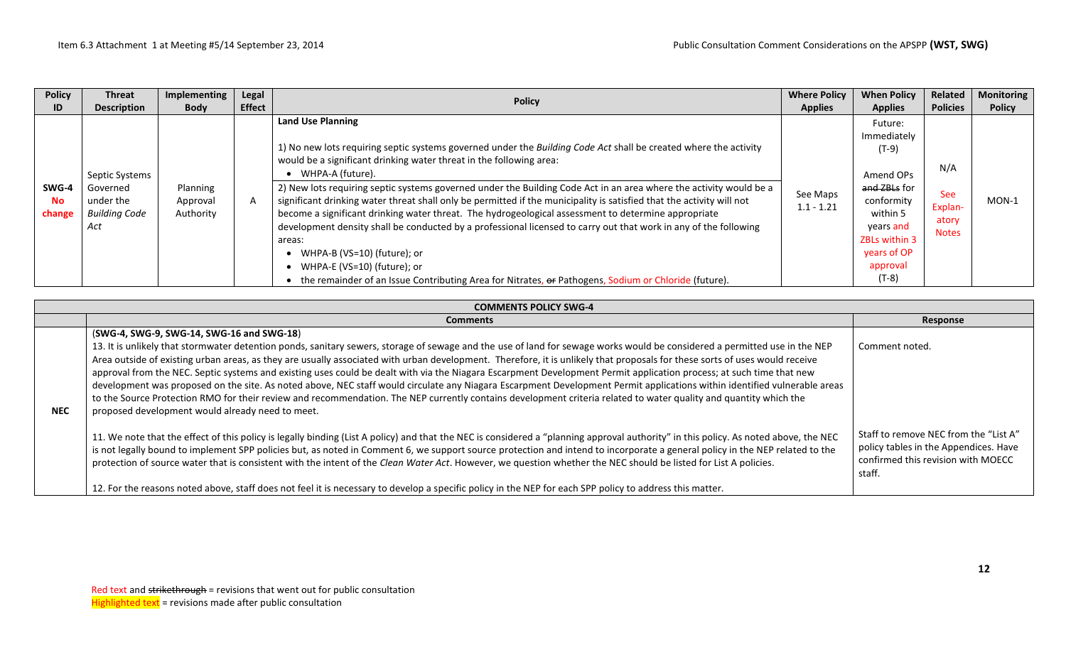| Policy ID | Threat Description | Implementing Body | Legal Effect | Policy | Where Policy Applies | When Policy Applies | Related Policies | Monitoring Policy |
|---|---|---|---|---|---|---|---|---|
| SWG-4 No change | Septic Systems Governed under the *Building Code Act* | Planning Approval Authority | A | **Land Use Planning**<br><br>1) No new lots requiring septic systems governed under the *Building Code Act* shall be created where the activity would be a significant drinking water threat in the following area:<br>• WHPA-A (future).<br><br>2) New lots requiring septic systems governed under the Building Code Act in an area where the activity would be a significant drinking water threat shall only be permitted if the municipality is satisfied that the activity will not become a significant drinking water threat. The hydrogeological assessment to determine appropriate development density shall be conducted by a professional licensed to carry out that work in any of the following areas:<br>• WHPA-B (VS=10) (future); or<br>• WHPA-E (VS=10) (future); or<br>• the remainder of an Issue Contributing Area for Nitrates, ~~or~~ Pathogens, Sodium or Chloride (future). | See Maps 1.1 - 1.21 | Future: Immediately (T-9)<br><br>Amend OPs ~~and ZBLs~~ for conformity within 5 years and ZBLs within 3 years of OP approval (T-8) | N/A<br><br>See Explanatory Notes | MON-1 |

| COMMENTS POLICY SWG-4 | | |
|---|---|---|
| | **Comments** | **Response** |
| NEC | (**SWG-4, SWG-9, SWG-14, SWG-16 and SWG-18**)<br>13. It is unlikely that stormwater detention ponds, sanitary sewers, storage of sewage and the use of land for sewage works would be considered a permitted use in the NEP Area outside of existing urban areas, as they are usually associated with urban development. Therefore, it is unlikely that proposals for these sorts of uses would receive approval from the NEC. Septic systems and existing uses could be dealt with via the Niagara Escarpment Development Permit application process; at such time that new development was proposed on the site. As noted above, NEC staff would circulate any Niagara Escarpment Development Permit applications within identified vulnerable areas to the Source Protection RMO for their review and recommendation. The NEP currently contains development criteria related to water quality and quantity which the proposed development would already need to meet. | Comment noted. |
| | 11. We note that the effect of this policy is legally binding (List A policy) and that the NEC is considered a "planning approval authority" in this policy. As noted above, the NEC is not legally bound to implement SPP policies but, as noted in Comment 6, we support source protection and intend to incorporate a general policy in the NEP related to the protection of source water that is consistent with the intent of the *Clean Water Act*. However, we question whether the NEC should be listed for List A policies.<br><br>12. For the reasons noted above, staff does not feel it is necessary to develop a specific policy in the NEP for each SPP policy to address this matter. | Staff to remove NEC from the "List A" policy tables in the Appendices. Have confirmed this revision with MOECC staff. |

Red text and ~~strikethrough~~ = revisions that went out for public consultation
Highlighted text = revisions made after public consultation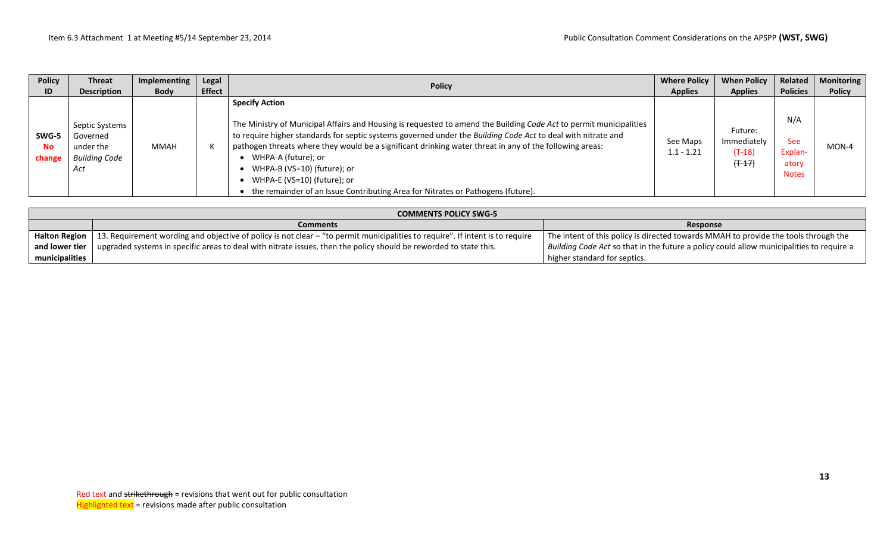| Policy ID | Threat Description | Implementing Body | Legal Effect | Policy | Where Policy Applies | When Policy Applies | Related Policies | Monitoring Policy |
|---|---|---|---|---|---|---|---|---|
| **SWG-5** **No change** | Septic Systems Governed under the *Building Code Act* | MMAH | K | **Specify Action**<br><br>The Ministry of Municipal Affairs and Housing is requested to amend the Building *Code Act* to permit municipalities to require higher standards for septic systems governed under the *Building Code Act* to deal with nitrate and pathogen threats where they would be a significant drinking water threat in any of the following areas:<br>• WHPA-A (future); or<br>• WHPA-B (VS=10) (future); or<br>• WHPA-E (VS=10) (future); or<br>• the remainder of an Issue Contributing Area for Nitrates or Pathogens (future). | See Maps 1.1 - 1.21 | Future: Immediately (T-18) ~~(T-17)~~ | N/A<br>See Explan-atory Notes | MON-4 |

| COMMENTS POLICY SWG-5 | | |
|---|---|---|
| | **Comments** | **Response** |
| **Halton Region and lower tier municipalities** | 13. Requirement wording and objective of policy is not clear – "to permit municipalities to require". If intent is to require upgraded systems in specific areas to deal with nitrate issues, then the policy should be reworded to state this. | The intent of this policy is directed towards MMAH to provide the tools through the *Building Code Act* so that in the future a policy could allow municipalities to require a higher standard for septics. |

Red text and ~~strikethrough~~ = revisions that went out for public consultation
Highlighted text = revisions made after public consultation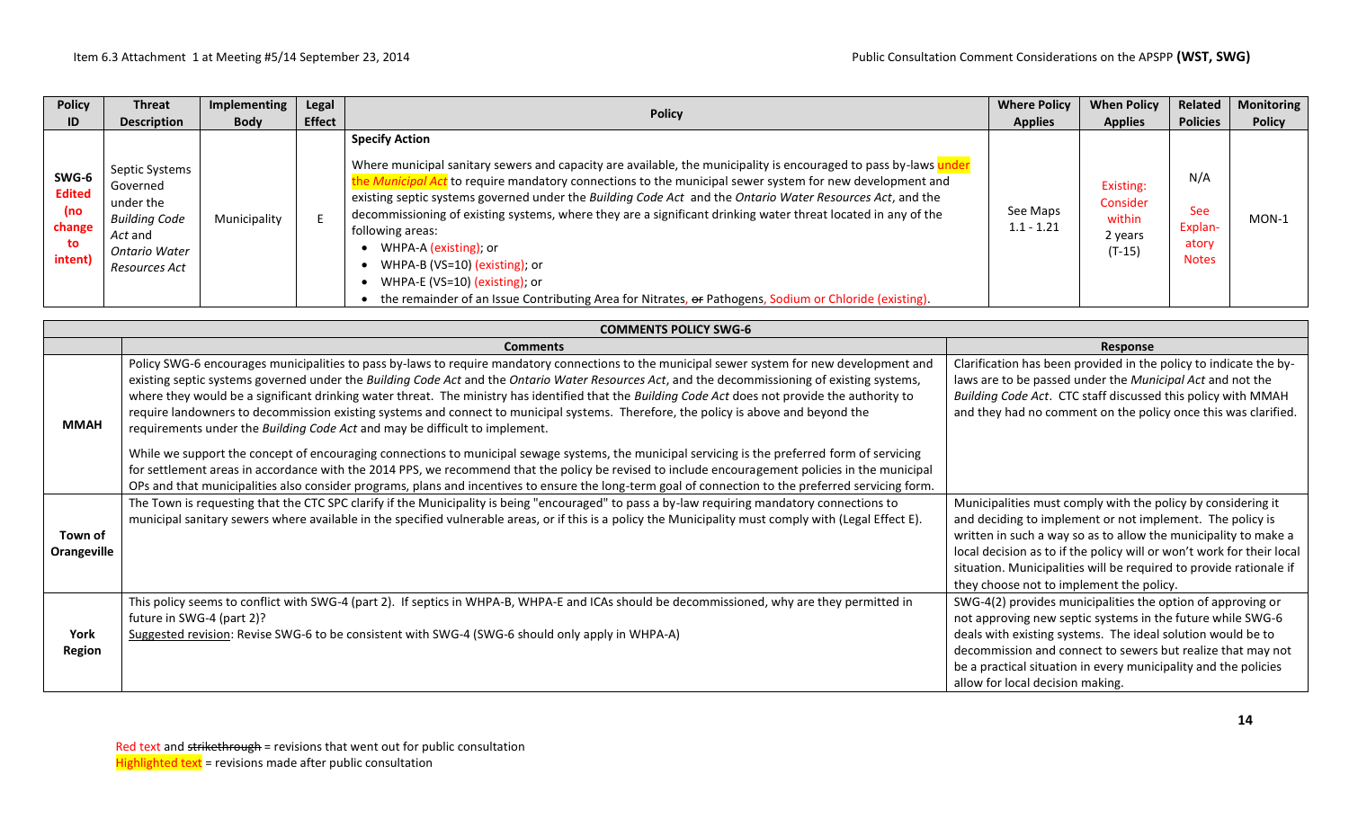| Policy ID | Threat Description | Implementing Body | Legal Effect | Policy | Where Policy Applies | When Policy Applies | Related Policies | Monitoring Policy |
|---|---|---|---|---|---|---|---|---|
| SWG-6 Edited (no change to intent) | Septic Systems Governed under the *Building Code Act* and *Ontario Water Resources Act* | Municipality | E | **Specify Action**<br><br>Where municipal sanitary sewers and capacity are available, the municipality is encouraged to pass by-laws under the *Municipal Act* to require mandatory connections to the municipal sewer system for new development and existing septic systems governed under the *Building Code Act* and the *Ontario Water Resources Act*, and the decommissioning of existing systems, where they are a significant drinking water threat located in any of the following areas:<br>• WHPA-A (existing); or<br>• WHPA-B (VS=10) (existing); or<br>• WHPA-E (VS=10) (existing); or<br>• the remainder of an Issue Contributing Area for Nitrates, ~~or~~ Pathogens, Sodium or Chloride (existing). | See Maps 1.1 - 1.21 | Existing: Consider within 2 years (T-15) | N/A<br><br>See Explan-atory Notes | MON-1 |

| COMMENTS POLICY SWG-6 | | |
|---|---|---|
| | **Comments** | **Response** |
| **MMAH** | Policy SWG-6 encourages municipalities to pass by-laws to require mandatory connections to the municipal sewer system for new development and existing septic systems governed under the *Building Code Act* and the *Ontario Water Resources Act*, and the decommissioning of existing systems, where they would be a significant drinking water threat. The ministry has identified that the *Building Code Act* does not provide the authority to require landowners to decommission existing systems and connect to municipal systems. Therefore, the policy is above and beyond the requirements under the *Building Code Act* and may be difficult to implement.<br><br>While we support the concept of encouraging connections to municipal sewage systems, the municipal servicing is the preferred form of servicing for settlement areas in accordance with the 2014 PPS, we recommend that the policy be revised to include encouragement policies in the municipal OPs and that municipalities also consider programs, plans and incentives to ensure the long-term goal of connection to the preferred servicing form. | Clarification has been provided in the policy to indicate the by-laws are to be passed under the *Municipal Act* and not the *Building Code Act*. CTC staff discussed this policy with MMAH and they had no comment on the policy once this was clarified. |
| **Town of Orangeville** | The Town is requesting that the CTC SPC clarify if the Municipality is being "encouraged" to pass a by-law requiring mandatory connections to municipal sanitary sewers where available in the specified vulnerable areas, or if this is a policy the Municipality must comply with (Legal Effect E). | Municipalities must comply with the policy by considering it and deciding to implement or not implement. The policy is written in such a way so as to allow the municipality to make a local decision as to if the policy will or won't work for their local situation. Municipalities will be required to provide rationale if they choose not to implement the policy. |
| **York Region** | This policy seems to conflict with SWG-4 (part 2). If septics in WHPA-B, WHPA-E and ICAs should be decommissioned, why are they permitted in future in SWG-4 (part 2)?<br>Suggested revision: Revise SWG-6 to be consistent with SWG-4 (SWG-6 should only apply in WHPA-A) | SWG-4(2) provides municipalities the option of approving or not approving new septic systems in the future while SWG-6 deals with existing systems. The ideal solution would be to decommission and connect to sewers but realize that may not be a practical situation in every municipality and the policies allow for local decision making. |

Red text and ~~strikethrough~~ = revisions that went out for public consultation
Highlighted text = revisions made after public consultation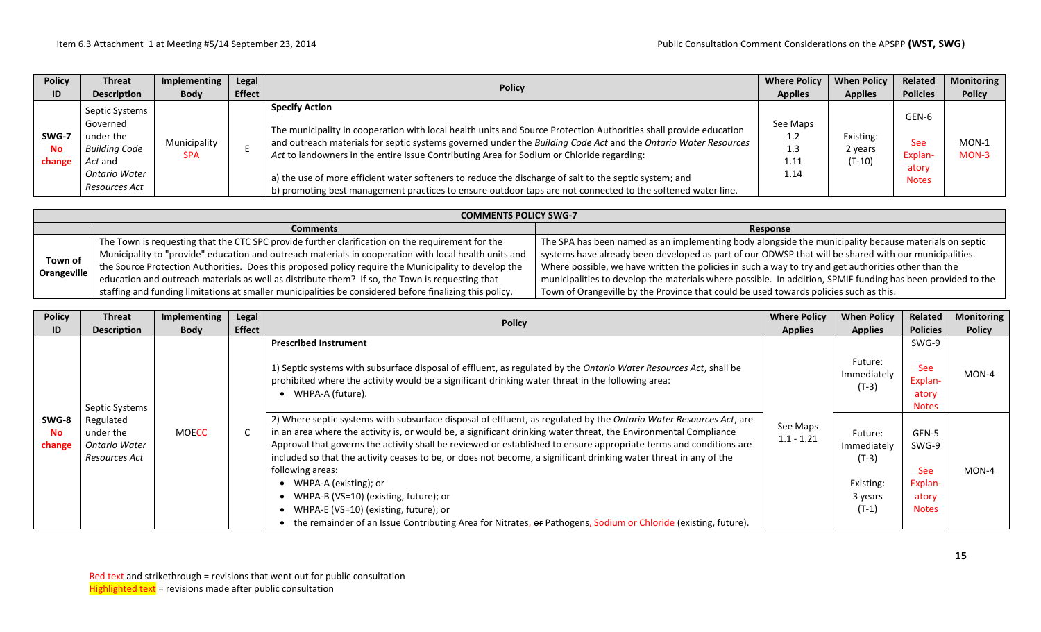| Policy ID | Threat Description | Implementing Body | Legal Effect | Policy | Where Policy Applies | When Policy Applies | Related Policies | Monitoring Policy |
|---|---|---|---|---|---|---|---|---|
| SWG-7 No change | Septic Systems Governed under the *Building Code Act* and *Ontario Water Resources Act* | Municipality SPA | E | **Specify Action**<br><br>The municipality in cooperation with local health units and Source Protection Authorities shall provide education and outreach materials for septic systems governed under the *Building Code Act* and the *Ontario Water Resources Act* to landowners in the entire Issue Contributing Area for Sodium or Chloride regarding:<br><br>a) the use of more efficient water softeners to reduce the discharge of salt to the septic system; and<br>b) promoting best management practices to ensure outdoor taps are not connected to the softened water line. | See Maps 1.2 1.3 1.11 1.14 | Existing: 2 years (T-10) | GEN-6<br><br>See Explanatory Notes | MON-1 MON-3 |

| COMMENTS POLICY SWG-7 | | |
|---|---|---|
| | **Comments** | **Response** |
| **Town of Orangeville** | The Town is requesting that the CTC SPC provide further clarification on the requirement for the Municipality to "provide" education and outreach materials in cooperation with local health units and the Source Protection Authorities. Does this proposed policy require the Municipality to develop the education and outreach materials as well as distribute them? If so, the Town is requesting that staffing and funding limitations at smaller municipalities be considered before finalizing this policy. | The SPA has been named as an implementing body alongside the municipality because materials on septic systems have already been developed as part of our ODWSP that will be shared with our municipalities. Where possible, we have written the policies in such a way to try and get authorities other than the municipalities to develop the materials where possible. In addition, SPMIF funding has been provided to the Town of Orangeville by the Province that could be used towards policies such as this. |

| Policy ID | Threat Description | Implementing Body | Legal Effect | Policy | Where Policy Applies | When Policy Applies | Related Policies | Monitoring Policy |
|---|---|---|---|---|---|---|---|---|
| SWG-8 No change | Septic Systems Regulated under the *Ontario Water Resources Act* | MOECC | C | **Prescribed Instrument**<br><br>1) Septic systems with subsurface disposal of effluent, as regulated by the *Ontario Water Resources Act*, shall be prohibited where the activity would be a significant drinking water threat in the following area:<br>• WHPA-A (future). | See Maps 1.1 - 1.21 | Future: Immediately (T-3) | SWG-9<br><br>See Explanatory Notes | MON-4 |
| | | | | 2) Where septic systems with subsurface disposal of effluent, as regulated by the *Ontario Water Resources Act*, are in an area where the activity is, or would be, a significant drinking water threat, the Environmental Compliance Approval that governs the activity shall be reviewed or established to ensure appropriate terms and conditions are included so that the activity ceases to be, or does not become, a significant drinking water threat in any of the following areas:<br>• WHPA-A (existing); or<br>• WHPA-B (VS=10) (existing, future); or<br>• WHPA-E (VS=10) (existing, future); or<br>• the remainder of an Issue Contributing Area for Nitrates, ~~or~~ Pathogens, Sodium or Chloride (existing, future). | | Future: Immediately (T-3)<br><br>Existing: 3 years (T-1) | GEN-5 SWG-9<br><br>See Explanatory Notes | MON-4 |

Red text and ~~strikethrough~~ = revisions that went out for public consultation
Highlighted text = revisions made after public consultation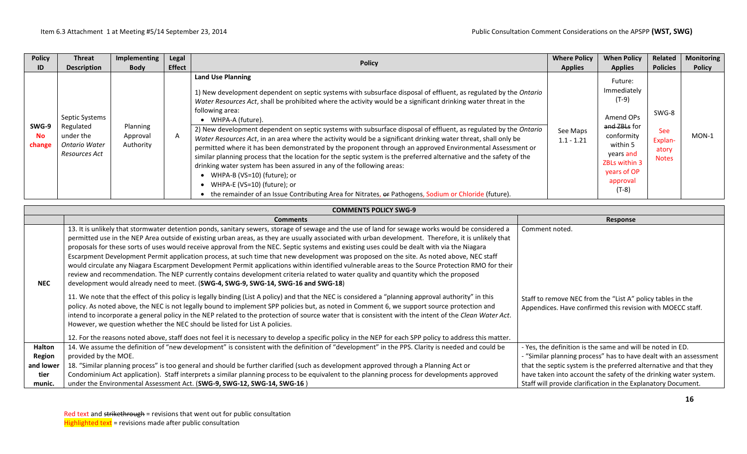| Policy ID | Threat Description | Implementing Body | Legal Effect | Policy | Where Policy Applies | When Policy Applies | Related Policies | Monitoring Policy |
|---|---|---|---|---|---|---|---|---|
| SWG-9 No change | Septic Systems Regulated under the *Ontario Water Resources Act* | Planning Approval Authority | A | **Land Use Planning**<br><br>1) New development dependent on septic systems with subsurface disposal of effluent, as regulated by the *Ontario Water Resources Act*, shall be prohibited where the activity would be a significant drinking water threat in the following area:<br>• WHPA-A (future).<br><br>2) New development dependent on septic systems with subsurface disposal of effluent, as regulated by the *Ontario Water Resources Act*, in an area where the activity would be a significant drinking water threat, shall only be permitted where it has been demonstrated by the proponent through an approved Environmental Assessment or similar planning process that the location for the septic system is the preferred alternative and the safety of the drinking water system has been assured in any of the following areas:<br>• WHPA-B (VS=10) (future); or<br>• WHPA-E (VS=10) (future); or<br>• the remainder of an Issue Contributing Area for Nitrates, ~~or~~ Pathogens, Sodium or Chloride (future). | See Maps 1.1 - 1.21 | Future: Immediately (T-9)<br><br>Amend OPs ~~and ZBLs~~ for conformity within 5 years and ZBLs within 3 years of OP approval (T-8) | SWG-8<br><br>See Explanatory Notes | MON-1 |

| COMMENTS POLICY SWG-9 | | |
|---|---|---|
| | **Comments** | **Response** |
| **NEC** | 13. It is unlikely that stormwater detention ponds, sanitary sewers, storage of sewage and the use of land for sewage works would be considered a permitted use in the NEP Area outside of existing urban areas, as they are usually associated with urban development. Therefore, it is unlikely that proposals for these sorts of uses would receive approval from the NEC. Septic systems and existing uses could be dealt with via the Niagara Escarpment Development Permit application process, at such time that new development was proposed on the site. As noted above, NEC staff would circulate any Niagara Escarpment Development Permit applications within identified vulnerable areas to the Source Protection RMO for their review and recommendation. The NEP currently contains development criteria related to water quality and quantity which the proposed development would already need to meet. (**SWG-4, SWG-9, SWG-14, SWG-16 and SWG-18**)<br><br>11. We note that the effect of this policy is legally binding (List A policy) and that the NEC is considered a "planning approval authority" in this policy. As noted above, the NEC is not legally bound to implement SPP policies but, as noted in Comment 6, we support source protection and intend to incorporate a general policy in the NEP related to the protection of source water that is consistent with the intent of the *Clean Water Act*. However, we question whether the NEC should be listed for List A policies.<br><br>12. For the reasons noted above, staff does not feel it is necessary to develop a specific policy in the NEP for each SPP policy to address this matter. | Comment noted.<br><br>Staff to remove NEC from the "List A" policy tables in the Appendices. Have confirmed this revision with MOECC staff. |
| **Halton Region and lower tier munic.** | 14. We assume the definition of "new development" is consistent with the definition of "development" in the PPS. Clarity is needed and could be provided by the MOE.<br>18. "Similar planning process" is too general and should be further clarified (such as development approved through a Planning Act or Condominium Act application). Staff interprets a similar planning process to be equivalent to the planning process for developments approved under the Environmental Assessment Act. (**SWG-9, SWG-12, SWG-14, SWG-16**) | - Yes, the definition is the same and will be noted in ED.<br>- "Similar planning process" has to have dealt with an assessment that the septic system is the preferred alternative and that they have taken into account the safety of the drinking water system. Staff will provide clarification in the Explanatory Document. |

Red text and ~~strikethrough~~ = revisions that went out for public consultation
Highlighted text = revisions made after public consultation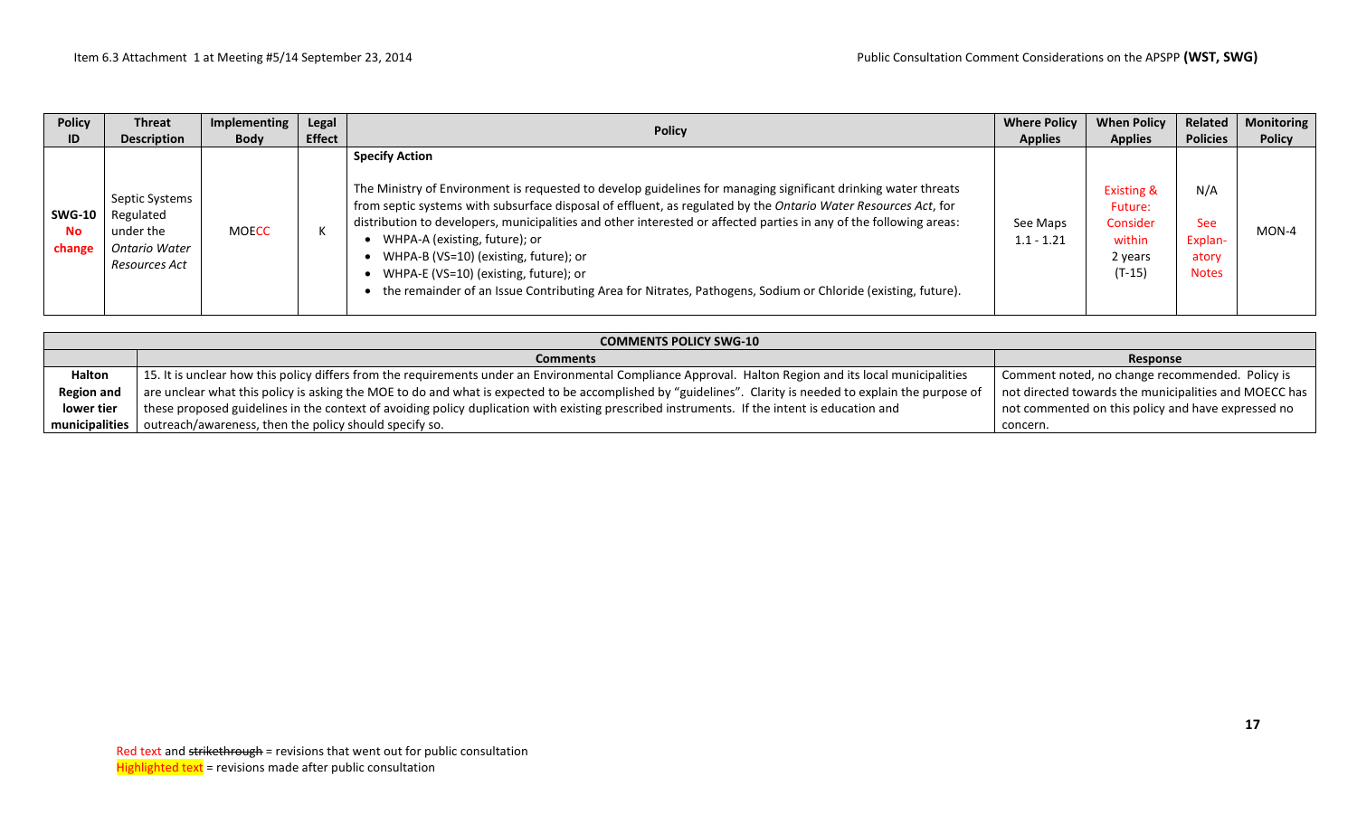| Policy ID | Threat Description | Implementing Body | Legal Effect | Policy | Where Policy Applies | When Policy Applies | Related Policies | Monitoring Policy |
|---|---|---|---|---|---|---|---|---|
| SWG-10 No change | Septic Systems Regulated under the *Ontario Water Resources Act* | MOECC | K | **Specify Action**<br><br>The Ministry of Environment is requested to develop guidelines for managing significant drinking water threats from septic systems with subsurface disposal of effluent, as regulated by the *Ontario Water Resources Act*, for distribution to developers, municipalities and other interested or affected parties in any of the following areas:<br>• WHPA-A (existing, future); or<br>• WHPA-B (VS=10) (existing, future); or<br>• WHPA-E (VS=10) (existing, future); or<br>• the remainder of an Issue Contributing Area for Nitrates, Pathogens, Sodium or Chloride (existing, future). | See Maps 1.1 - 1.21 | Existing & Future: Consider within 2 years (T-15) | N/A See Explan-atory Notes | MON-4 |

| COMMENTS POLICY SWG-10 | | |
|---|---|---|
| | **Comments** | **Response** |
| **Halton Region and lower tier municipalities** | 15. It is unclear how this policy differs from the requirements under an Environmental Compliance Approval. Halton Region and its local municipalities are unclear what this policy is asking the MOE to do and what is expected to be accomplished by "guidelines". Clarity is needed to explain the purpose of these proposed guidelines in the context of avoiding policy duplication with existing prescribed instruments. If the intent is education and outreach/awareness, then the policy should specify so. | Comment noted, no change recommended. Policy is not directed towards the municipalities and MOECC has not commented on this policy and have expressed no concern. |

Red text and ~~strikethrough~~ = revisions that went out for public consultation
Highlighted text = revisions made after public consultation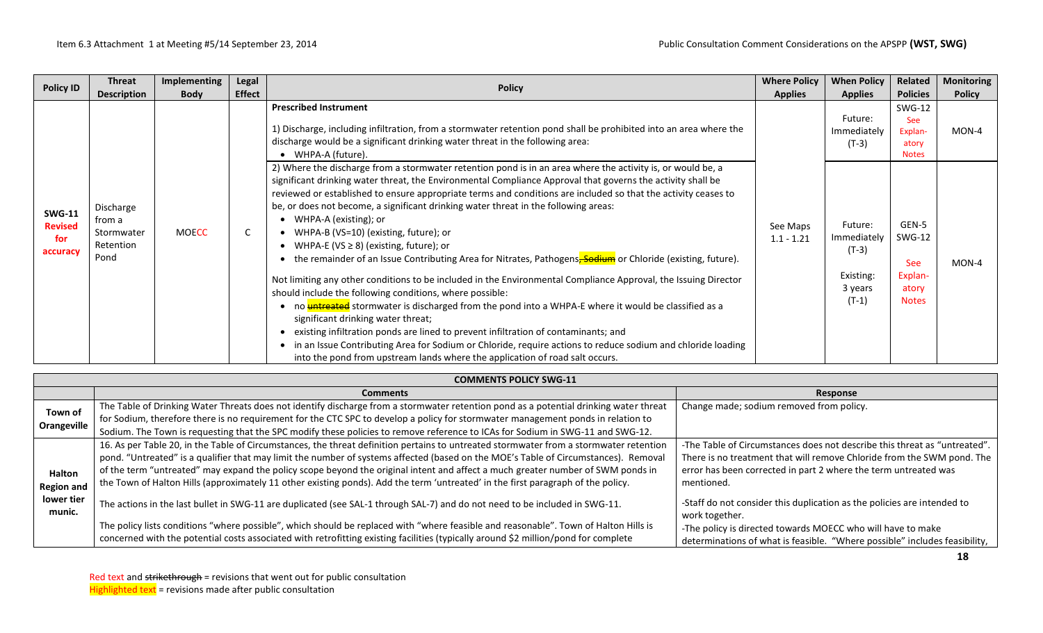| Policy ID | Threat Description | Implementing Body | Legal Effect | Policy | Where Policy Applies | When Policy Applies | Related Policies | Monitoring Policy |
|---|---|---|---|---|---|---|---|---|
| SWG-11 Revised for accuracy | Discharge from a Stormwater Retention Pond | MOECC | C | **Prescribed Instrument**<br><br>1) Discharge, including infiltration, from a stormwater retention pond shall be prohibited into an area where the discharge would be a significant drinking water threat in the following area:<br>• WHPA-A (future). | See Maps 1.1 - 1.21 | Future: Immediately (T-3) | SWG-12 See Explanatory Notes | MON-4 |
| | | | | 2) Where the discharge from a stormwater retention pond is in an area where the activity is, or would be, a significant drinking water threat, the Environmental Compliance Approval that governs the activity shall be reviewed or established to ensure appropriate terms and conditions are included so that the activity ceases to be, or does not become, a significant drinking water threat in the following areas:<br>• WHPA-A (existing); or<br>• WHPA-B (VS=10) (existing, future); or<br>• WHPA-E (VS ≥ 8) (existing, future); or<br>• the remainder of an Issue Contributing Area for Nitrates, Pathogens~~, Sodium~~ or Chloride (existing, future).<br><br>Not limiting any other conditions to be included in the Environmental Compliance Approval, the Issuing Director should include the following conditions, where possible:<br>• no ~~untreated~~ stormwater is discharged from the pond into a WHPA-E where it would be classified as a significant drinking water threat;<br>• existing infiltration ponds are lined to prevent infiltration of contaminants; and<br>• in an Issue Contributing Area for Sodium or Chloride, require actions to reduce sodium and chloride loading into the pond from upstream lands where the application of road salt occurs. | | Future: Immediately (T-3)<br><br>Existing: 3 years (T-1) | GEN-5 SWG-12<br><br>See Explanatory Notes | MON-4 |

| COMMENTS POLICY SWG-11 | | |
|---|---|---|
| | **Comments** | **Response** |
| **Town of Orangeville** | The Table of Drinking Water Threats does not identify discharge from a stormwater retention pond as a potential drinking water threat for Sodium, therefore there is no requirement for the CTC SPC to develop a policy for stormwater management ponds in relation to Sodium. The Town is requesting that the SPC modify these policies to remove reference to ICAs for Sodium in SWG-11 and SWG-12. | Change made; sodium removed from policy. |
| **Halton Region and lower tier munic.** | 16. As per Table 20, in the Table of Circumstances, the threat definition pertains to untreated stormwater from a stormwater retention pond. "Untreated" is a qualifier that may limit the number of systems affected (based on the MOE's Table of Circumstances). Removal of the term "untreated" may expand the policy scope beyond the original intent and affect a much greater number of SWM ponds in the Town of Halton Hills (approximately 11 other existing ponds). Add the term 'untreated' in the first paragraph of the policy.<br><br>The actions in the last bullet in SWG-11 are duplicated (see SAL-1 through SAL-7) and do not need to be included in SWG-11.<br><br>The policy lists conditions "where possible", which should be replaced with "where feasible and reasonable". Town of Halton Hills is concerned with the potential costs associated with retrofitting existing facilities (typically around $2 million/pond for complete | -The Table of Circumstances does not describe this threat as "untreated". There is no treatment that will remove Chloride from the SWM pond. The error has been corrected in part 2 where the term untreated was mentioned.<br><br>-Staff do not consider this duplication as the policies are intended to work together.<br>-The policy is directed towards MOECC who will have to make determinations of what is feasible. "Where possible" includes feasibility, |

Red text and ~~strikethrough~~ = revisions that went out for public consultation
Highlighted text = revisions made after public consultation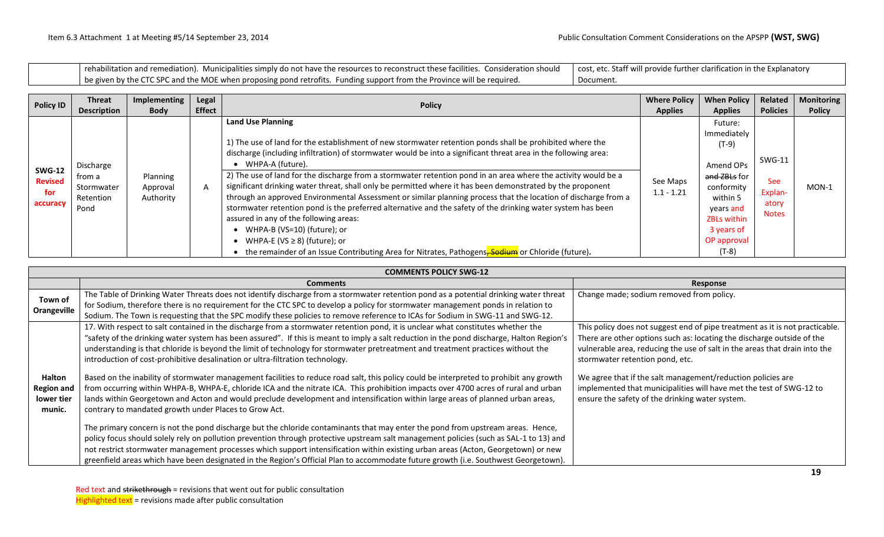| | rehabilitation and remediation). Municipalities simply do not have the resources to reconstruct these facilities. Consideration should be given by the CTC SPC and the MOE when proposing pond retrofits. Funding support from the Province will be required. | cost, etc. Staff will provide further clarification in the Explanatory Document. |
|---|---|---|

| Policy ID | Threat Description | Implementing Body | Legal Effect | Policy | Where Policy Applies | When Policy Applies | Related Policies | Monitoring Policy |
|---|---|---|---|---|---|---|---|---|
| **SWG-12** Revised for accuracy | Discharge from a Stormwater Retention Pond | Planning Approval Authority | A | **Land Use Planning**<br><br>1) The use of land for the establishment of new stormwater retention ponds shall be prohibited where the discharge (including infiltration) of stormwater would be into a significant threat area in the following area:<br>• WHPA-A (future).<br><br>2) The use of land for the discharge from a stormwater retention pond in an area where the activity would be a significant drinking water threat, shall only be permitted where it has been demonstrated by the proponent through an approved Environmental Assessment or similar planning process that the location of discharge from a stormwater retention pond is the preferred alternative and the safety of the drinking water system has been assured in any of the following areas:<br>• WHPA-B (VS=10) (future); or<br>• WHPA-E (VS ≥ 8) (future); or<br>• the remainder of an Issue Contributing Area for Nitrates, Pathogens~~, Sodium~~ or Chloride (future). | See Maps 1.1 - 1.21 | Future: Immediately (T-9)<br><br>Amend OPs ~~and ZBLs~~ for conformity within 5 years and ZBLs within 3 years of OP approval (T-8) | SWG-11<br><br>See Explanatory Notes | MON-1 |

| COMMENTS POLICY SWG-12 | | |
|---|---|---|
| | **Comments** | **Response** |
| **Town of Orangeville** | The Table of Drinking Water Threats does not identify discharge from a stormwater retention pond as a potential drinking water threat for Sodium, therefore there is no requirement for the CTC SPC to develop a policy for stormwater management ponds in relation to Sodium. The Town is requesting that the SPC modify these policies to remove reference to ICAs for Sodium in SWG-11 and SWG-12. | Change made; sodium removed from policy. |
| **Halton Region and lower tier munic.** | 17. With respect to salt contained in the discharge from a stormwater retention pond, it is unclear what constitutes whether the "safety of the drinking water system has been assured". If this is meant to imply a salt reduction in the pond discharge, Halton Region's understanding is that chloride is beyond the limit of technology for stormwater pretreatment and treatment practices without the introduction of cost-prohibitive desalination or ultra-filtration technology.<br><br>Based on the inability of stormwater management facilities to reduce road salt, this policy could be interpreted to prohibit any growth from occurring within WHPA-B, WHPA-E, chloride ICA and the nitrate ICA. This prohibition impacts over 4700 acres of rural and urban lands within Georgetown and Acton and would preclude development and intensification within large areas of planned urban areas, contrary to mandated growth under Places to Grow Act.<br><br>The primary concern is not the pond discharge but the chloride contaminants that may enter the pond from upstream areas. Hence, policy focus should solely rely on pollution prevention through protective upstream salt management policies (such as SAL-1 to 13) and not restrict stormwater management processes which support intensification within existing urban areas (Acton, Georgetown) or new greenfield areas which have been designated in the Region's Official Plan to accommodate future growth (i.e. Southwest Georgetown). | This policy does not suggest end of pipe treatment as it is not practicable. There are other options such as: locating the discharge outside of the vulnerable area, reducing the use of salt in the areas that drain into the stormwater retention pond, etc.<br><br>We agree that if the salt management/reduction policies are implemented that municipalities will have met the test of SWG-12 to ensure the safety of the drinking water system. |

Red text and ~~strikethrough~~ = revisions that went out for public consultation
Highlighted text = revisions made after public consultation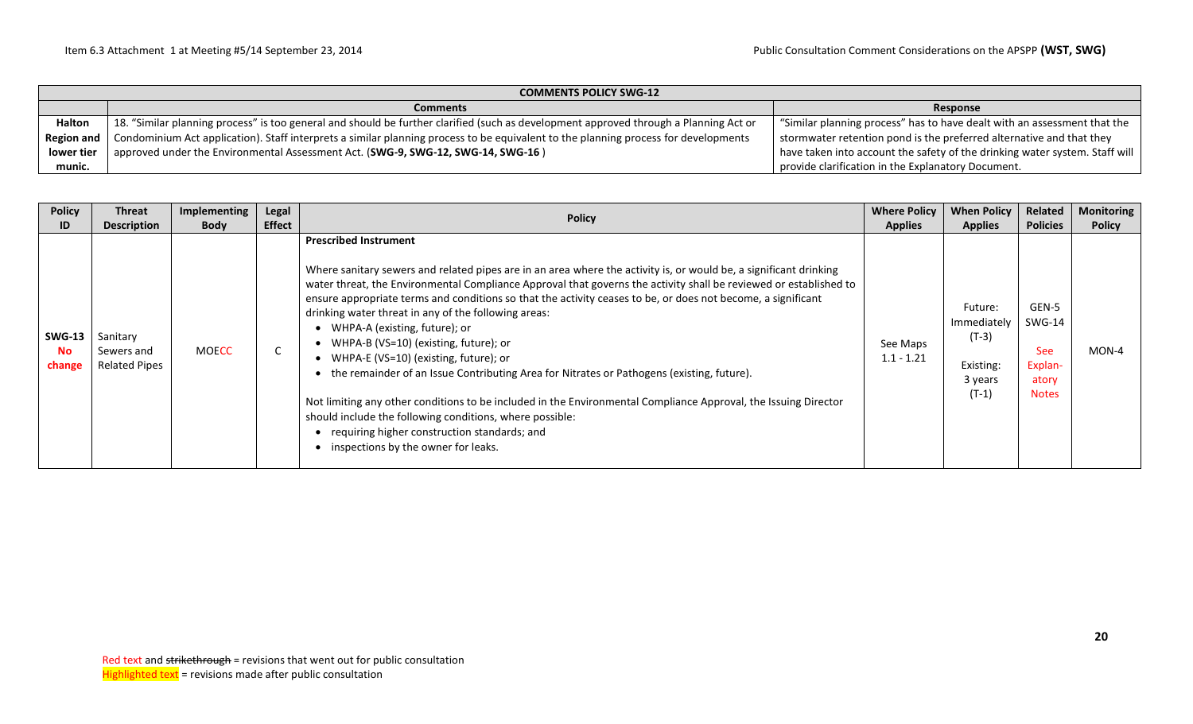| COMMENTS POLICY SWG-12 | | |
|---|---|---|
| | **Comments** | **Response** |
| **Halton Region and lower tier munic.** | 18. "Similar planning process" is too general and should be further clarified (such as development approved through a Planning Act or Condominium Act application). Staff interprets a similar planning process to be equivalent to the planning process for developments approved under the Environmental Assessment Act. (**SWG-9, SWG-12, SWG-14, SWG-16** ) | "Similar planning process" has to have dealt with an assessment that the stormwater retention pond is the preferred alternative and that they have taken into account the safety of the drinking water system. Staff will provide clarification in the Explanatory Document. |

| Policy ID | Threat Description | Implementing Body | Legal Effect | Policy | Where Policy Applies | When Policy Applies | Related Policies | Monitoring Policy |
|---|---|---|---|---|---|---|---|---|
| **SWG-13** **No change** | Sanitary Sewers and Related Pipes | MOECC | C | **Prescribed Instrument**<br><br>Where sanitary sewers and related pipes are in an area where the activity is, or would be, a significant drinking water threat, the Environmental Compliance Approval that governs the activity shall be reviewed or established to ensure appropriate terms and conditions so that the activity ceases to be, or does not become, a significant drinking water threat in any of the following areas:<br>• WHPA-A (existing, future); or<br>• WHPA-B (VS=10) (existing, future); or<br>• WHPA-E (VS=10) (existing, future); or<br>• the remainder of an Issue Contributing Area for Nitrates or Pathogens (existing, future).<br><br>Not limiting any other conditions to be included in the Environmental Compliance Approval, the Issuing Director should include the following conditions, where possible:<br>• requiring higher construction standards; and<br>• inspections by the owner for leaks. | See Maps 1.1 - 1.21 | Future: Immediately (T-3)<br><br>Existing: 3 years (T-1) | GEN-5 SWG-14<br><br>See Explan-atory Notes | MON-4 |

Red text and ~~strikethrough~~ = revisions that went out for public consultation
Highlighted text = revisions made after public consultation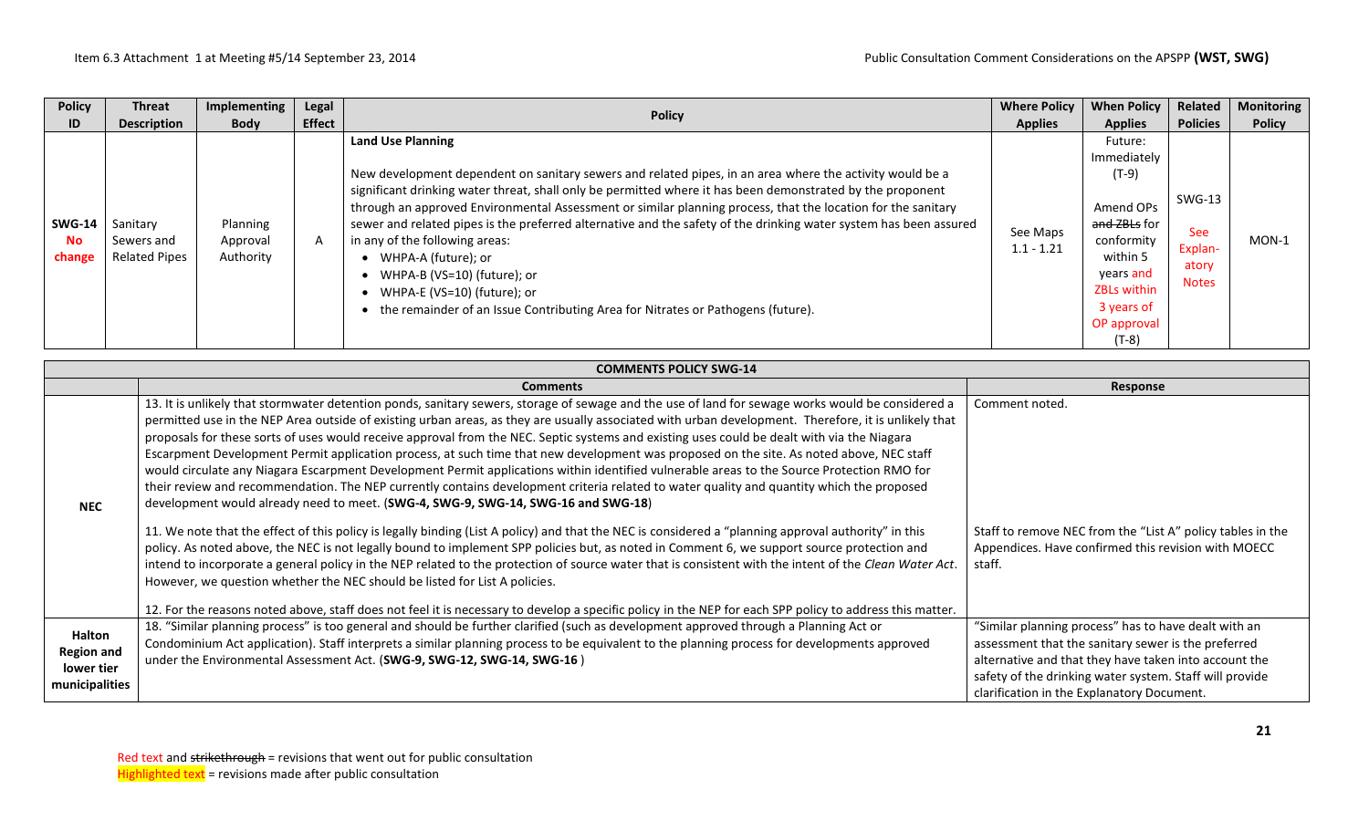| Policy ID | Threat Description | Implementing Body | Legal Effect | Policy | Where Policy Applies | When Policy Applies | Related Policies | Monitoring Policy |
|---|---|---|---|---|---|---|---|---|
| **SWG-14 No change** | Sanitary Sewers and Related Pipes | Planning Approval Authority | A | **Land Use Planning**<br><br>New development dependent on sanitary sewers and related pipes, in an area where the activity would be a significant drinking water threat, shall only be permitted where it has been demonstrated by the proponent through an approved Environmental Assessment or similar planning process, that the location for the sanitary sewer and related pipes is the preferred alternative and the safety of the drinking water system has been assured in any of the following areas:<br>• WHPA-A (future); or<br>• WHPA-B (VS=10) (future); or<br>• WHPA-E (VS=10) (future); or<br>• the remainder of an Issue Contributing Area for Nitrates or Pathogens (future). | See Maps 1.1 - 1.21 | Future: Immediately (T-9)<br><br>Amend OPs ~~and ZBLs~~ for conformity within 5 years and ZBLs within 3 years of OP approval (T-8) | SWG-13<br><br>See Explanatory Notes | MON-1 |

| COMMENTS POLICY SWG-14 | | |
|---|---|---|
| | **Comments** | **Response** |
| **NEC** | 13. It is unlikely that stormwater detention ponds, sanitary sewers, storage of sewage and the use of land for sewage works would be considered a permitted use in the NEP Area outside of existing urban areas, as they are usually associated with urban development. Therefore, it is unlikely that proposals for these sorts of uses would receive approval from the NEC. Septic systems and existing uses could be dealt with via the Niagara Escarpment Development Permit application process, at such time that new development was proposed on the site. As noted above, NEC staff would circulate any Niagara Escarpment Development Permit applications within identified vulnerable areas to the Source Protection RMO for their review and recommendation. The NEP currently contains development criteria related to water quality and quantity which the proposed development would already need to meet. (**SWG-4, SWG-9, SWG-14, SWG-16 and SWG-18**)<br><br>11. We note that the effect of this policy is legally binding (List A policy) and that the NEC is considered a "planning approval authority" in this policy. As noted above, the NEC is not legally bound to implement SPP policies but, as noted in Comment 6, we support source protection and intend to incorporate a general policy in the NEP related to the protection of source water that is consistent with the intent of the *Clean Water Act*. However, we question whether the NEC should be listed for List A policies.<br><br>12. For the reasons noted above, staff does not feel it is necessary to develop a specific policy in the NEP for each SPP policy to address this matter. | Comment noted.<br><br>Staff to remove NEC from the "List A" policy tables in the Appendices. Have confirmed this revision with MOECC staff. |
| **Halton Region and lower tier municipalities** | 18. "Similar planning process" is too general and should be further clarified (such as development approved through a Planning Act or Condominium Act application). Staff interprets a similar planning process to be equivalent to the planning process for developments approved under the Environmental Assessment Act. (**SWG-9, SWG-12, SWG-14, SWG-16** ) | "Similar planning process" has to have dealt with an assessment that the sanitary sewer is the preferred alternative and that they have taken into account the safety of the drinking water system. Staff will provide clarification in the Explanatory Document. |

Red text and ~~strikethrough~~ = revisions that went out for public consultation
Highlighted text = revisions made after public consultation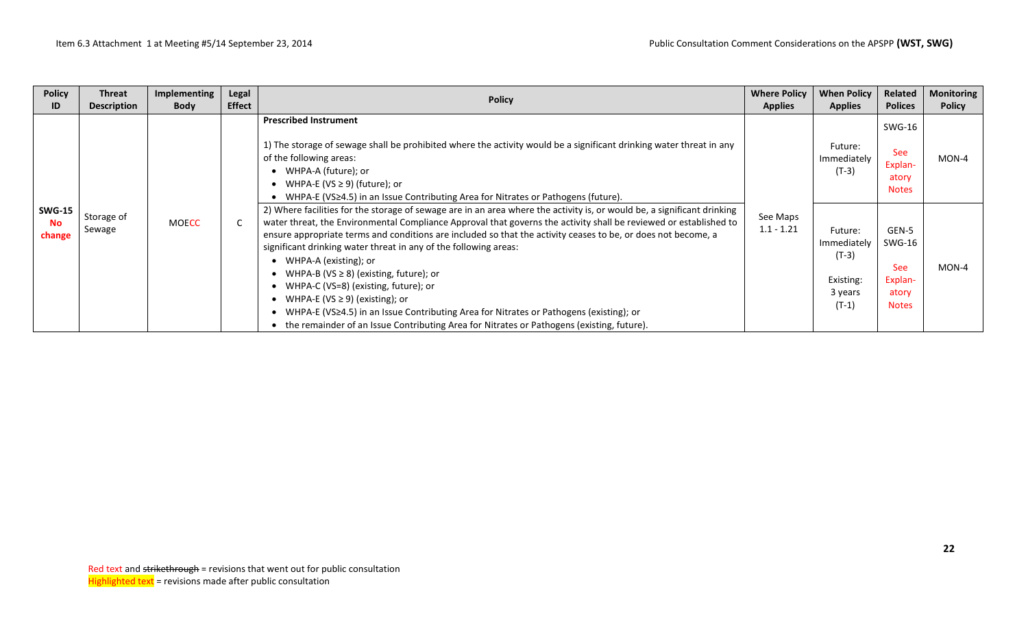| Policy ID | Threat Description | Implementing Body | Legal Effect | Policy | Where Policy Applies | When Policy Applies | Related Polices | Monitoring Policy |
|---|---|---|---|---|---|---|---|---|
| **SWG-15** **No change** | Storage of Sewage | MOECC | C | **Prescribed Instrument**<br><br>1) The storage of sewage shall be prohibited where the activity would be a significant drinking water threat in any of the following areas:<br>• WHPA-A (future); or<br>• WHPA-E (VS ≥ 9) (future); or<br>• WHPA-E (VS≥4.5) in an Issue Contributing Area for Nitrates or Pathogens (future). | See Maps 1.1 - 1.21 | Future: Immediately (T-3) | SWG-16<br><br>See Explan-atory Notes | MON-4 |
| | | | | 2) Where facilities for the storage of sewage are in an area where the activity is, or would be, a significant drinking water threat, the Environmental Compliance Approval that governs the activity shall be reviewed or established to ensure appropriate terms and conditions are included so that the activity ceases to be, or does not become, a significant drinking water threat in any of the following areas:<br>• WHPA-A (existing); or<br>• WHPA-B (VS ≥ 8) (existing, future); or<br>• WHPA-C (VS=8) (existing, future); or<br>• WHPA-E (VS ≥ 9) (existing); or<br>• WHPA-E (VS≥4.5) in an Issue Contributing Area for Nitrates or Pathogens (existing); or<br>• the remainder of an Issue Contributing Area for Nitrates or Pathogens (existing, future). | | Future: Immediately (T-3)<br><br>Existing: 3 years (T-1) | GEN-5<br>SWG-16<br><br>See Explan-atory Notes | MON-4 |

Red text and ~~strikethrough~~ = revisions that went out for public consultation
Highlighted text = revisions made after public consultation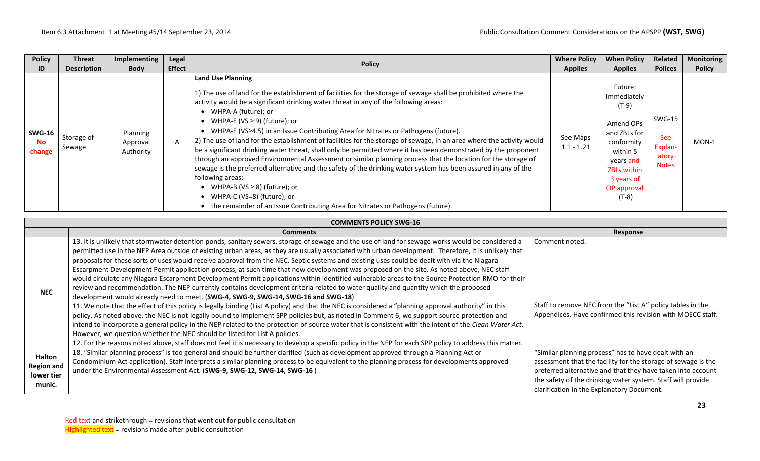| Policy ID | Threat Description | Implementing Body | Legal Effect | Policy | Where Policy Applies | When Policy Applies | Related Polices | Monitoring Policy |
|---|---|---|---|---|---|---|---|---|
| SWG-16 No change | Storage of Sewage | Planning Approval Authority | A | **Land Use Planning**<br><br>1) The use of land for the establishment of facilities for the storage of sewage shall be prohibited where the activity would be a significant drinking water threat in any of the following areas:<br>• WHPA-A (future); or<br>• WHPA-E (VS ≥ 9) (future); or<br>• WHPA-E (VS≥4.5) in an Issue Contributing Area for Nitrates or Pathogens (future).<br>2) The use of land for the establishment of facilities for the storage of sewage, in an area where the activity would be a significant drinking water threat, shall only be permitted where it has been demonstrated by the proponent through an approved Environmental Assessment or similar planning process that the location for the storage of sewage is the preferred alternative and the safety of the drinking water system has been assured in any of the following areas:<br>• WHPA-B (VS ≥ 8) (future); or<br>• WHPA-C (VS=8) (future); or<br>• the remainder of an Issue Contributing Area for Nitrates or Pathogens (future). | See Maps 1.1 - 1.21 | Future: Immediately (T-9)<br><br>Amend OPs ~~and ZBLs~~ for conformity within 5 years and ZBLs within 3 years of OP approval (T-8) | SWG-15<br><br>See Explan-atory Notes | MON-1 |

| COMMENTS POLICY SWG-16 | | |
|---|---|---|
| | **Comments** | **Response** |
| **NEC** | 13. It is unlikely that stormwater detention ponds, sanitary sewers, storage of sewage and the use of land for sewage works would be considered a permitted use in the NEP Area outside of existing urban areas, as they are usually associated with urban development. Therefore, it is unlikely that proposals for these sorts of uses would receive approval from the NEC. Septic systems and existing uses could be dealt with via the Niagara Escarpment Development Permit application process, at such time that new development was proposed on the site. As noted above, NEC staff would circulate any Niagara Escarpment Development Permit applications within identified vulnerable areas to the Source Protection RMO for their review and recommendation. The NEP currently contains development criteria related to water quality and quantity which the proposed development would already need to meet. (**SWG-4, SWG-9, SWG-14, SWG-16 and SWG-18**)<br>11. We note that the effect of this policy is legally binding (List A policy) and that the NEC is considered a "planning approval authority" in this policy. As noted above, the NEC is not legally bound to implement SPP policies but, as noted in Comment 6, we support source protection and intend to incorporate a general policy in the NEP related to the protection of source water that is consistent with the intent of the *Clean Water Act*. However, we question whether the NEC should be listed for List A policies.<br>12. For the reasons noted above, staff does not feel it is necessary to develop a specific policy in the NEP for each SPP policy to address this matter. | Comment noted.<br><br>Staff to remove NEC from the "List A" policy tables in the Appendices. Have confirmed this revision with MOECC staff. |
| **Halton Region and lower tier munic.** | 18. "Similar planning process" is too general and should be further clarified (such as development approved through a Planning Act or Condominium Act application). Staff interprets a similar planning process to be equivalent to the planning process for developments approved under the Environmental Assessment Act. (**SWG-9, SWG-12, SWG-14, SWG-16** ) | "Similar planning process" has to have dealt with an assessment that the facility for the storage of sewage is the preferred alternative and that they have taken into account the safety of the drinking water system. Staff will provide clarification in the Explanatory Document. |

Red text and ~~strikethrough~~ = revisions that went out for public consultation
Highlighted text = revisions made after public consultation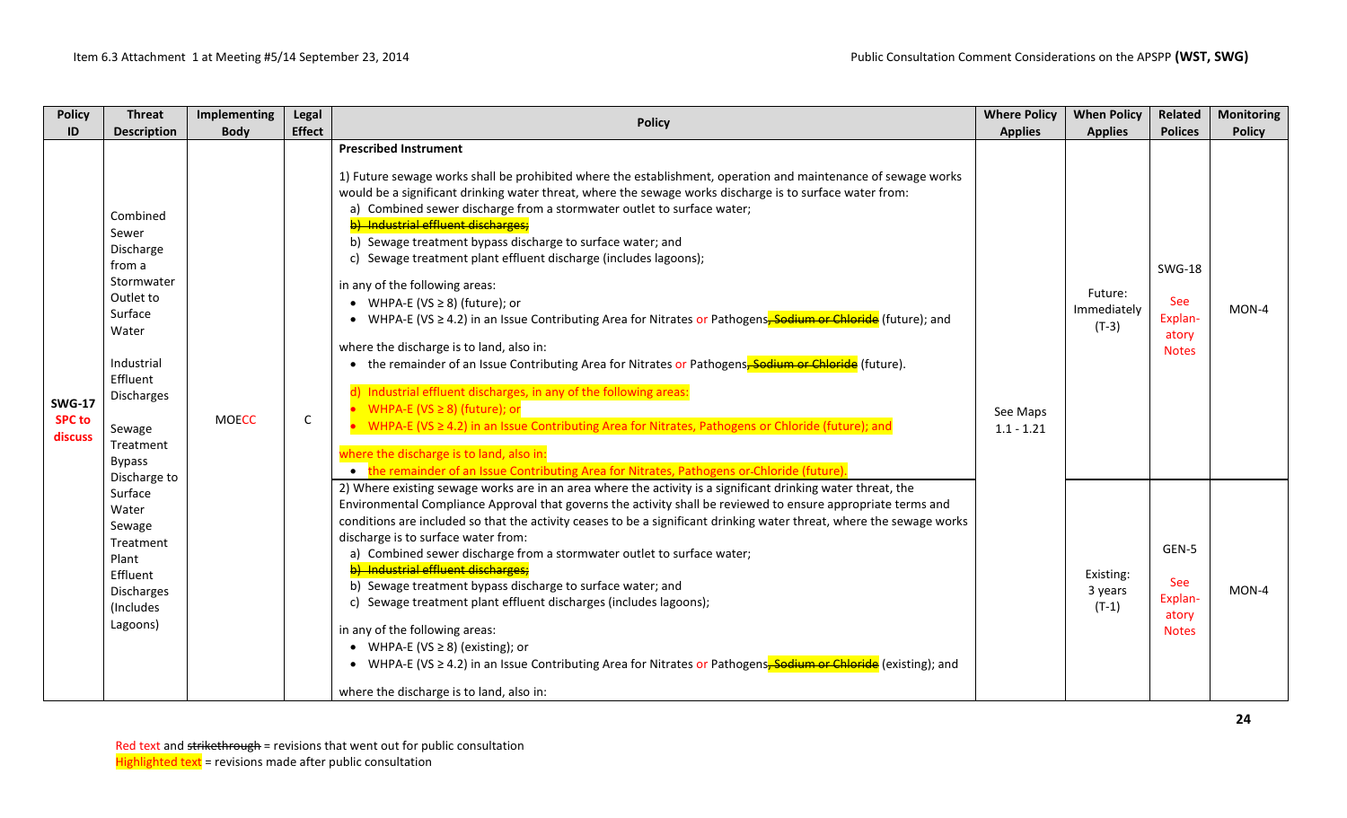Item 6.3 Attachment 1 at Meeting #5/14 September 23, 2014 — Public Consultation Comment Considerations on the APSPP **(WST, SWG)**

| Policy ID | Threat Description | Implementing Body | Legal Effect | Policy | Where Policy Applies | When Policy Applies | Related Polices | Monitoring Policy |
|---|---|---|---|---|---|---|---|---|
| **SWG-17** SPC to discuss | Combined Sewer Discharge from a Stormwater Outlet to Surface Water<br><br>Industrial Effluent Discharges<br><br>Sewage Treatment Bypass Discharge to Surface Water Sewage Treatment Plant Effluent Discharges (Includes Lagoons) | MOECC | C | **Prescribed Instrument**<br><br>1) Future sewage works shall be prohibited where the establishment, operation and maintenance of sewage works would be a significant drinking water threat, where the sewage works discharge is to surface water from:<br>a) Combined sewer discharge from a stormwater outlet to surface water;<br>~~b) Industrial effluent discharges;~~<br>b) Sewage treatment bypass discharge to surface water; and<br>c) Sewage treatment plant effluent discharge (includes lagoons);<br><br>in any of the following areas:<br>• WHPA-E (VS ≥ 8) (future); or<br>• WHPA-E (VS ≥ 4.2) in an Issue Contributing Area for Nitrates or Pathogens~~, Sodium or Chloride~~ (future); and<br><br>where the discharge is to land, also in:<br>• the remainder of an Issue Contributing Area for Nitrates or Pathogens~~, Sodium or Chloride~~ (future).<br><br>d) Industrial effluent discharges, in any of the following areas:<br>• WHPA-E (VS ≥ 8) (future); or<br>• WHPA-E (VS ≥ 4.2) in an Issue Contributing Area for Nitrates, Pathogens or Chloride (future); and<br><br>where the discharge is to land, also in:<br>• the remainder of an Issue Contributing Area for Nitrates, Pathogens or Chloride (future). | See Maps 1.1 - 1.21 | Future: Immediately (T-3) | SWG-18<br><br>See Explanatory Notes | MON-4 |
| | | | | 2) Where existing sewage works are in an area where the activity is a significant drinking water threat, the Environmental Compliance Approval that governs the activity shall be reviewed to ensure appropriate terms and conditions are included so that the activity ceases to be a significant drinking water threat, where the sewage works discharge is to surface water from:<br>a) Combined sewer discharge from a stormwater outlet to surface water;<br>~~b) Industrial effluent discharges;~~<br>b) Sewage treatment bypass discharge to surface water; and<br>c) Sewage treatment plant effluent discharges (includes lagoons);<br><br>in any of the following areas:<br>• WHPA-E (VS ≥ 8) (existing); or<br>• WHPA-E (VS ≥ 4.2) in an Issue Contributing Area for Nitrates or Pathogens~~, Sodium or Chloride~~ (existing); and<br><br>where the discharge is to land, also in: | | Existing: 3 years (T-1) | GEN-5<br><br>See Explanatory Notes | MON-4 |

Red text and ~~strikethrough~~ = revisions that went out for public consultation
Highlighted text = revisions made after public consultation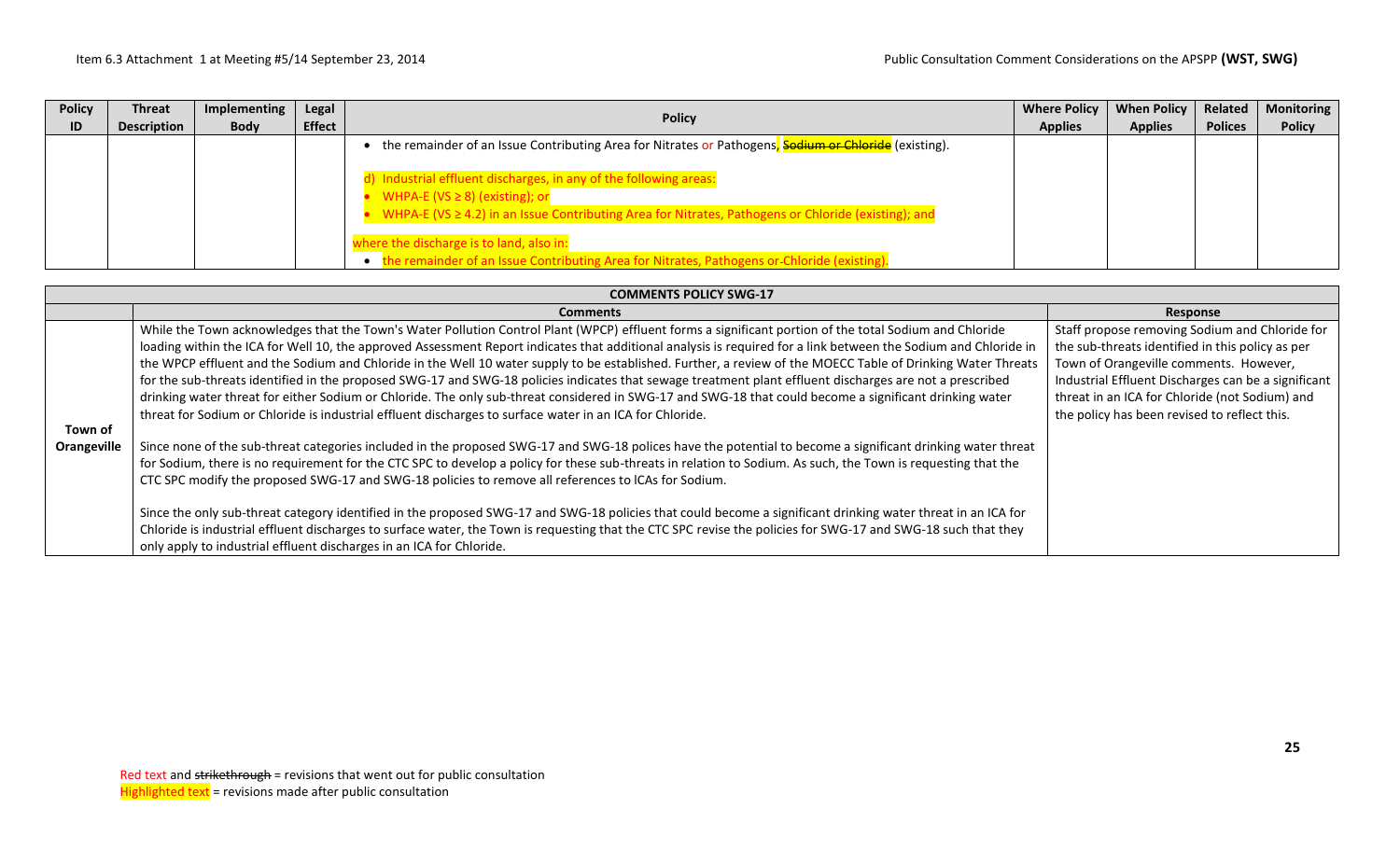| Policy ID | Threat Description | Implementing Body | Legal Effect | Policy | Where Policy Applies | When Policy Applies | Related Polices | Monitoring Policy |
|---|---|---|---|---|---|---|---|---|
| | | | | • the remainder of an Issue Contributing Area for Nitrates or Pathogens, ~~Sodium or Chloride~~ (existing).<br><br>d) Industrial effluent discharges, in any of the following areas:<br>• WHPA-E (VS ≥ 8) (existing); or<br>• WHPA-E (VS ≥ 4.2) in an Issue Contributing Area for Nitrates, Pathogens or Chloride (existing); and<br><br>where the discharge is to land, also in:<br>• the remainder of an Issue Contributing Area for Nitrates, Pathogens ~~or~~ Chloride (existing). | | | | |

| COMMENTS POLICY SWG-17 | | |
|---|---|---|
| | **Comments** | **Response** |
| **Town of Orangeville** | While the Town acknowledges that the Town's Water Pollution Control Plant (WPCP) effluent forms a significant portion of the total Sodium and Chloride loading within the ICA for Well 10, the approved Assessment Report indicates that additional analysis is required for a link between the Sodium and Chloride in the WPCP effluent and the Sodium and Chloride in the Well 10 water supply to be established. Further, a review of the MOECC Table of Drinking Water Threats for the sub-threats identified in the proposed SWG-17 and SWG-18 policies indicates that sewage treatment plant effluent discharges are not a prescribed drinking water threat for either Sodium or Chloride. The only sub-threat considered in SWG-17 and SWG-18 that could become a significant drinking water threat for Sodium or Chloride is industrial effluent discharges to surface water in an ICA for Chloride.<br><br>Since none of the sub-threat categories included in the proposed SWG-17 and SWG-18 polices have the potential to become a significant drinking water threat for Sodium, there is no requirement for the CTC SPC to develop a policy for these sub-threats in relation to Sodium. As such, the Town is requesting that the CTC SPC modify the proposed SWG-17 and SWG-18 policies to remove all references to lCAs for Sodium.<br><br>Since the only sub-threat category identified in the proposed SWG-17 and SWG-18 policies that could become a significant drinking water threat in an ICA for Chloride is industrial effluent discharges to surface water, the Town is requesting that the CTC SPC revise the policies for SWG-17 and SWG-18 such that they only apply to industrial effluent discharges in an ICA for Chloride. | Staff propose removing Sodium and Chloride for the sub-threats identified in this policy as per Town of Orangeville comments. However, Industrial Effluent Discharges can be a significant threat in an ICA for Chloride (not Sodium) and the policy has been revised to reflect this. |

Red text and ~~strikethrough~~ = revisions that went out for public consultation
Highlighted text = revisions made after public consultation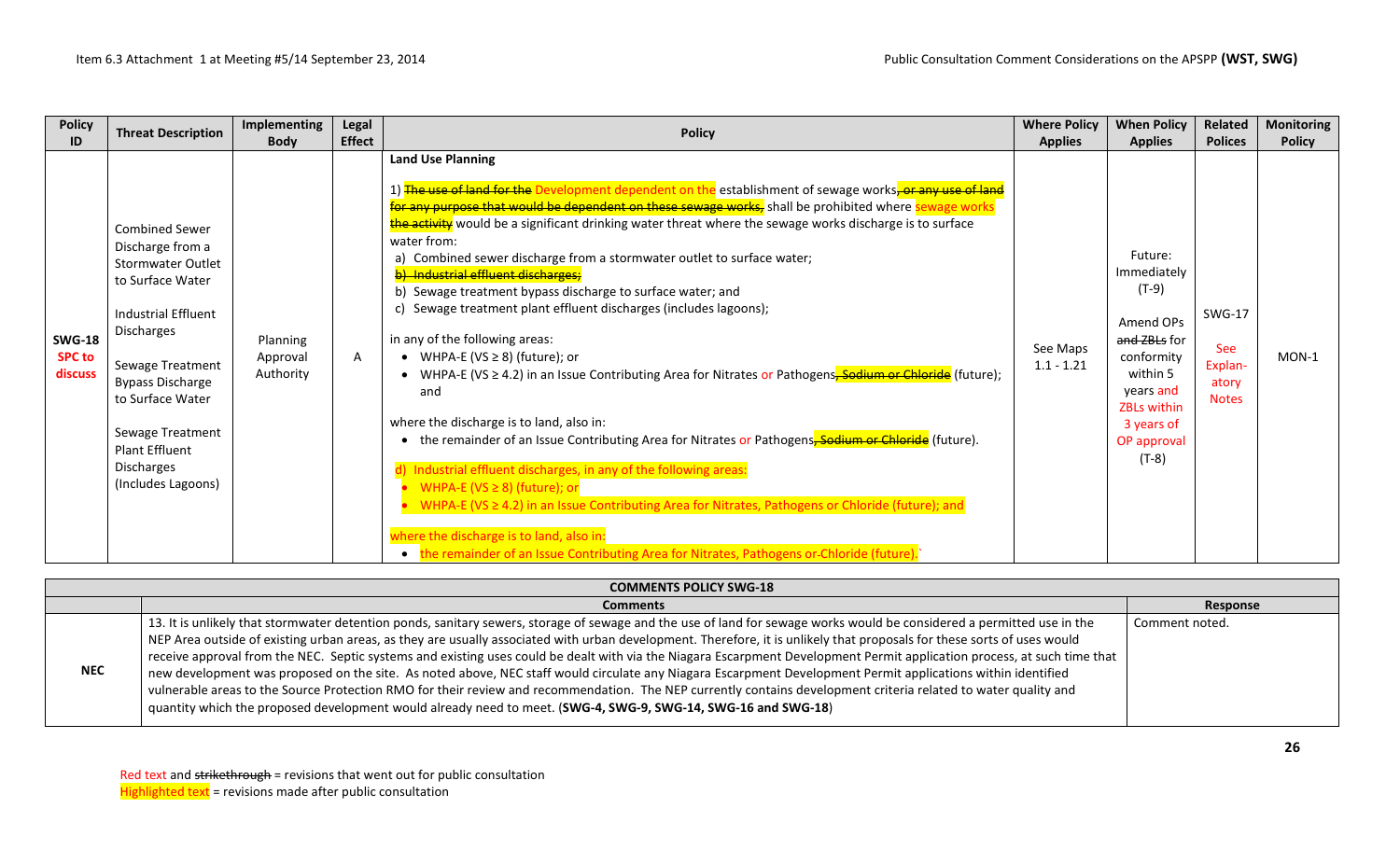| Policy ID | Threat Description | Implementing Body | Legal Effect | Policy | Where Policy Applies | When Policy Applies | Related Polices | Monitoring Policy |
|---|---|---|---|---|---|---|---|---|
| **SWG-18** **SPC to discuss** | Combined Sewer Discharge from a Stormwater Outlet to Surface Water<br><br>Industrial Effluent Discharges<br><br>Sewage Treatment Bypass Discharge to Surface Water<br><br>Sewage Treatment Plant Effluent Discharges (Includes Lagoons) | Planning Approval Authority | A | **Land Use Planning**<br><br>1) ~~The use of land for the~~ Development dependent on the establishment of sewage works~~, or any use of land for any purpose that would be dependent on these sewage works,~~ shall be prohibited where sewage works ~~the activity~~ would be a significant drinking water threat where the sewage works discharge is to surface water from:<br>a) Combined sewer discharge from a stormwater outlet to surface water;<br>~~b) Industrial effluent discharges;~~<br>b) Sewage treatment bypass discharge to surface water; and<br>c) Sewage treatment plant effluent discharges (includes lagoons);<br><br>in any of the following areas:<br>• WHPA-E (VS ≥ 8) (future); or<br>• WHPA-E (VS ≥ 4.2) in an Issue Contributing Area for Nitrates or Pathogens~~, Sodium or Chloride~~ (future); and<br><br>where the discharge is to land, also in:<br>• the remainder of an Issue Contributing Area for Nitrates or Pathogens~~, Sodium or Chloride~~ (future).<br><br>d) Industrial effluent discharges, in any of the following areas:<br>• WHPA-E (VS ≥ 8) (future); or<br>• WHPA-E (VS ≥ 4.2) in an Issue Contributing Area for Nitrates, Pathogens or Chloride (future); and<br><br>where the discharge is to land, also in:<br>• the remainder of an Issue Contributing Area for Nitrates, Pathogens or-Chloride (future).` | See Maps 1.1 - 1.21 | Future: Immediately (T-9)<br><br>Amend OPs ~~and ZBLs~~ for conformity within 5 years and ZBLs within 3 years of OP approval (T-8) | SWG-17<br><br>See Explan-atory Notes | MON-1 |

| COMMENTS POLICY SWG-18 | | |
|---|---|---|
| | **Comments** | **Response** |
| **NEC** | 13. It is unlikely that stormwater detention ponds, sanitary sewers, storage of sewage and the use of land for sewage works would be considered a permitted use in the NEP Area outside of existing urban areas, as they are usually associated with urban development. Therefore, it is unlikely that proposals for these sorts of uses would receive approval from the NEC. Septic systems and existing uses could be dealt with via the Niagara Escarpment Development Permit application process, at such time that new development was proposed on the site. As noted above, NEC staff would circulate any Niagara Escarpment Development Permit applications within identified vulnerable areas to the Source Protection RMO for their review and recommendation. The NEP currently contains development criteria related to water quality and quantity which the proposed development would already need to meet. (**SWG-4, SWG-9, SWG-14, SWG-16 and SWG-18**) | Comment noted. |

Red text and ~~strikethrough~~ = revisions that went out for public consultation
Highlighted text = revisions made after public consultation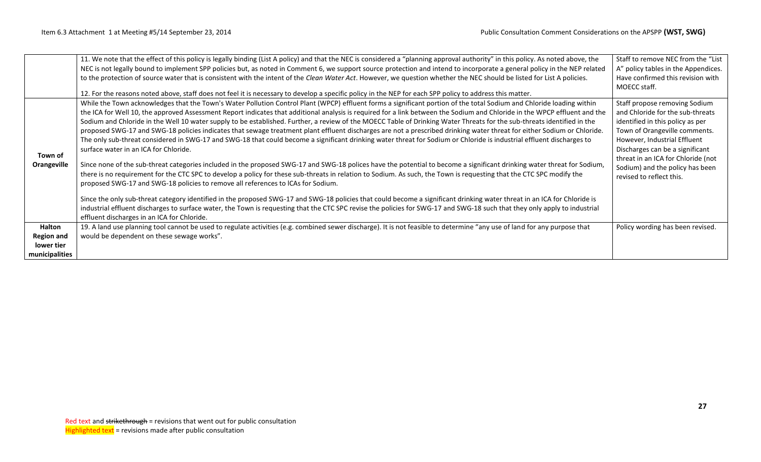| | | |
|---|---|---|
| | 11. We note that the effect of this policy is legally binding (List A policy) and that the NEC is considered a "planning approval authority" in this policy. As noted above, the NEC is not legally bound to implement SPP policies but, as noted in Comment 6, we support source protection and intend to incorporate a general policy in the NEP related to the protection of source water that is consistent with the intent of the *Clean Water Act*. However, we question whether the NEC should be listed for List A policies.<br><br>12. For the reasons noted above, staff does not feel it is necessary to develop a specific policy in the NEP for each SPP policy to address this matter. | Staff to remove NEC from the "List A" policy tables in the Appendices. Have confirmed this revision with MOECC staff. |
| **Town of Orangeville** | While the Town acknowledges that the Town's Water Pollution Control Plant (WPCP) effluent forms a significant portion of the total Sodium and Chloride loading within the ICA for Well 10, the approved Assessment Report indicates that additional analysis is required for a link between the Sodium and Chloride in the WPCP effluent and the Sodium and Chloride in the Well 10 water supply to be established. Further, a review of the MOECC Table of Drinking Water Threats for the sub-threats identified in the proposed SWG-17 and SWG-18 policies indicates that sewage treatment plant effluent discharges are not a prescribed drinking water threat for either Sodium or Chloride. The only sub-threat considered in SWG-17 and SWG-18 that could become a significant drinking water threat for Sodium or Chloride is industrial effluent discharges to surface water in an ICA for Chloride.<br><br>Since none of the sub-threat categories included in the proposed SWG-17 and SWG-18 polices have the potential to become a significant drinking water threat for Sodium, there is no requirement for the CTC SPC to develop a policy for these sub-threats in relation to Sodium. As such, the Town is requesting that the CTC SPC modify the proposed SWG-17 and SWG-18 policies to remove all references to ICAs for Sodium.<br><br>Since the only sub-threat category identified in the proposed SWG-17 and SWG-18 policies that could become a significant drinking water threat in an ICA for Chloride is industrial effluent discharges to surface water, the Town is requesting that the CTC SPC revise the policies for SWG-17 and SWG-18 such that they only apply to industrial effluent discharges in an ICA for Chloride. | Staff propose removing Sodium and Chloride for the sub-threats identified in this policy as per Town of Orangeville comments. However, Industrial Effluent Discharges can be a significant threat in an ICA for Chloride (not Sodium) and the policy has been revised to reflect this. |
| **Halton Region and lower tier municipalities** | 19. A land use planning tool cannot be used to regulate activities (e.g. combined sewer discharge). It is not feasible to determine "any use of land for any purpose that would be dependent on these sewage works". | Policy wording has been revised. |

Red text and ~~strikethrough~~ = revisions that went out for public consultation
Highlighted text = revisions made after public consultation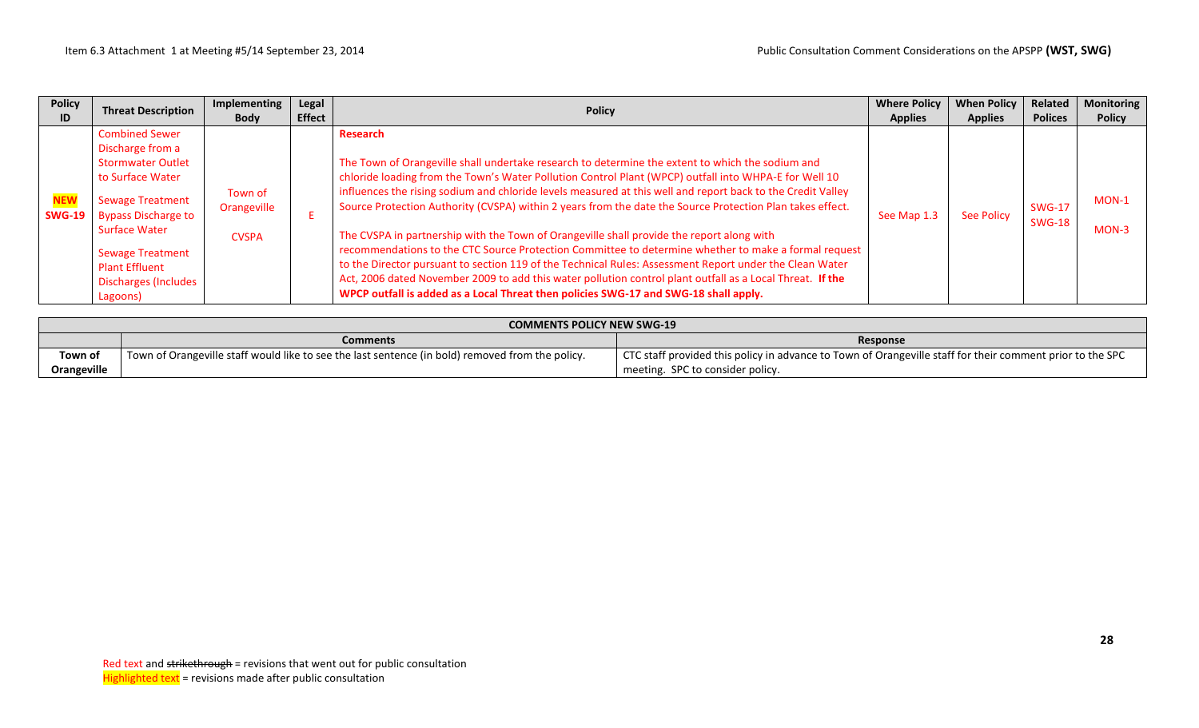| Policy ID | Threat Description | Implementing Body | Legal Effect | Policy | Where Policy Applies | When Policy Applies | Related Polices | Monitoring Policy |
|---|---|---|---|---|---|---|---|---|
| NEW SWG-19 | Combined Sewer Discharge from a Stormwater Outlet to Surface Water<br><br>Sewage Treatment Bypass Discharge to Surface Water<br><br>Sewage Treatment Plant Effluent Discharges (Includes Lagoons) | Town of Orangeville<br><br>CVSPA | E | **Research**<br><br>The Town of Orangeville shall undertake research to determine the extent to which the sodium and chloride loading from the Town's Water Pollution Control Plant (WPCP) outfall into WHPA-E for Well 10 influences the rising sodium and chloride levels measured at this well and report back to the Credit Valley Source Protection Authority (CVSPA) within 2 years from the date the Source Protection Plan takes effect.<br><br>The CVSPA in partnership with the Town of Orangeville shall provide the report along with recommendations to the CTC Source Protection Committee to determine whether to make a formal request to the Director pursuant to section 119 of the Technical Rules: Assessment Report under the Clean Water Act, 2006 dated November 2009 to add this water pollution control plant outfall as a Local Threat. **If the WPCP outfall is added as a Local Threat then policies SWG-17 and SWG-18 shall apply.** | See Map 1.3 | See Policy | SWG-17<br>SWG-18 | MON-1<br>MON-3 |

| COMMENTS POLICY NEW SWG-19 | | |
|---|---|---|
| | **Comments** | **Response** |
| **Town of Orangeville** | Town of Orangeville staff would like to see the last sentence (in bold) removed from the policy. | CTC staff provided this policy in advance to Town of Orangeville staff for their comment prior to the SPC meeting. SPC to consider policy. |

Red text and ~~strikethrough~~ = revisions that went out for public consultation
Highlighted text = revisions made after public consultation